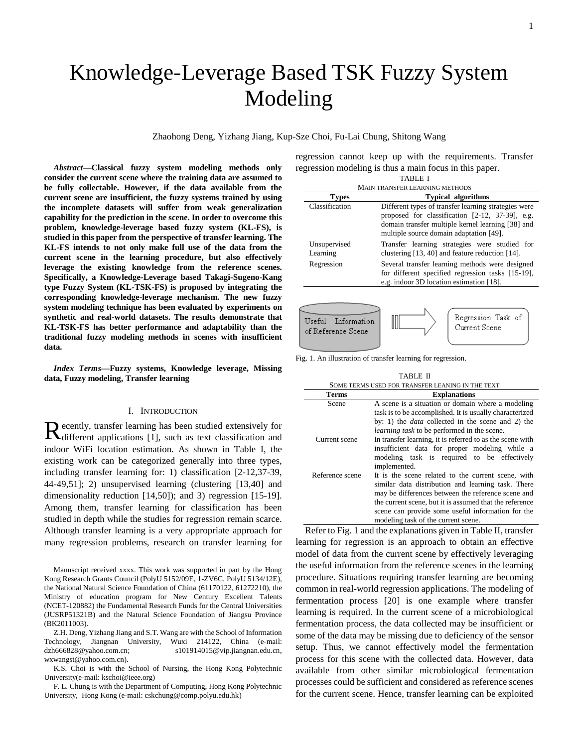# Knowledge-Leverage Based TSK Fuzzy System Modeling

Zhaohong Deng, Yizhang Jiang, Kup-Sze Choi, Fu-Lai Chung, Shitong Wang

***Abstract*—Classical fuzzy system modeling methods only consider the current scene where the training data are assumed to be fully collectable. However, if the data available from the current scene are insufficient, the fuzzy systems trained by using the incomplete datasets will suffer from weak generalization capability for the prediction in the scene. In order to overcome this problem, knowledge-leverage based fuzzy system (KL-FS), is studied in this paper from the perspective of transfer learning. The KL-FS intends to not only make full use of the data from the current scene in the learning procedure, but also effectively leverage the existing knowledge from the reference scenes. Specifically, a Knowledge-Leverage based Takagi-Sugeno-Kang type Fuzzy System (KL-TSK-FS) is proposed by integrating the corresponding knowledge-leverage mechanism. The new fuzzy system modeling technique has been evaluated by experiments on synthetic and real-world datasets. The results demonstrate that KL-TSK-FS has better performance and adaptability than the traditional fuzzy modeling methods in scenes with insufficient data.**

***Index Terms*—Fuzzy systems, Knowledge leverage, Missing data, Fuzzy modeling, Transfer learning**

## I. Introduction

Recently, transfer learning has been studied extensively for different applications [1], such as text classification and indoor WiFi location estimation. As shown in Table I, the existing work can be categorized generally into three types, including transfer learning for: 1) classification [2-12,37-39, 44-49,51]; 2) unsupervised learning (clustering [13,40] and dimensionality reduction [14,50]); and 3) regression [15-19]. Among them, transfer learning for classification has been studied in depth while the studies for regression remain scarce. Although transfer learning is a very appropriate approach for many regression problems, research on transfer learning for regression cannot keep up with the requirements. Transfer regression modeling is thus a main focus in this paper.

TABLE I
Main transfer learning methods

| Types | Typical algorithms |
|---|---|
| Classification | Different types of transfer learning strategies were proposed for classification [2-12, 37-39], e.g. domain transfer multiple kernel learning [38] and multiple source domain adaptation [49]. |
| Unsupervised Learning | Transfer learning strategies were studied for clustering [13, 40] and feature reduction [14]. |
| Regression | Several transfer learning methods were designed for different specified regression tasks [15-19], e.g. indoor 3D location estimation [18]. |

Useful Information of Reference Scene

Regression Task of Current Scene

Fig. 1. An illustration of transfer learning for regression.

TABLE II
Some terms used for transfer leaning in the text

| Terms | Explanations |
|---|---|
| Scene | A scene is a situation or domain where a modeling task is to be accomplished. It is usually characterized by: 1) the *data* collected in the scene and 2) the *learning task* to be performed in the scene. |
| Current scene | In transfer learning, it is referred to as the scene with insufficient data for proper modeling while a modeling task is required to be effectively implemented. |
| Reference scene | It is the scene related to the current scene, with similar data distribution and learning task. There may be differences between the reference scene and the current scene, but it is assumed that the reference scene can provide some useful information for the modeling task of the current scene. |

Refer to Fig. 1 and the explanations given in Table II, transfer learning for regression is an approach to obtain an effective model of data from the current scene by effectively leveraging the useful information from the reference scenes in the learning procedure. Situations requiring transfer learning are becoming common in real-world regression applications. The modeling of fermentation process [20] is one example where transfer learning is required. In the current scene of a microbiological fermentation process, the data collected may be insufficient or some of the data may be missing due to deficiency of the sensor setup. Thus, we cannot effectively model the fermentation process for this scene with the collected data. However, data available from other similar microbiological fermentation processes could be sufficient and considered as reference scenes for the current scene. Hence, transfer learning can be exploited

Manuscript received xxxx. This work was supported in part by the Hong Kong Research Grants Council (PolyU 5152/09E, 1-ZV6C, PolyU 5134/12E), the National Natural Science Foundation of China (61170122, 61272210), the Ministry of education program for New Century Excellent Talents (NCET-120882) the Fundamental Research Funds for the Central Universities (JUSRP51321B) and the Natural Science Foundation of Jiangsu Province (BK2011003).

Z.H. Deng, Yizhang Jiang and S.T. Wang are with the School of Information Technology, Jiangnan University, Wuxi 214122, China (e-mail: dzh666828@yahoo.com.cn; s101914015@vip.jiangnan.edu.cn, wxwangst@yahoo.com.cn).

K.S. Choi is with the School of Nursing, the Hong Kong Polytechnic University(e-mail: kschoi@ieee.org)

F. L. Chung is with the Department of Computing, Hong Kong Polytechnic University, Hong Kong (e-mail: cskchung@comp.polyu.edu.hk)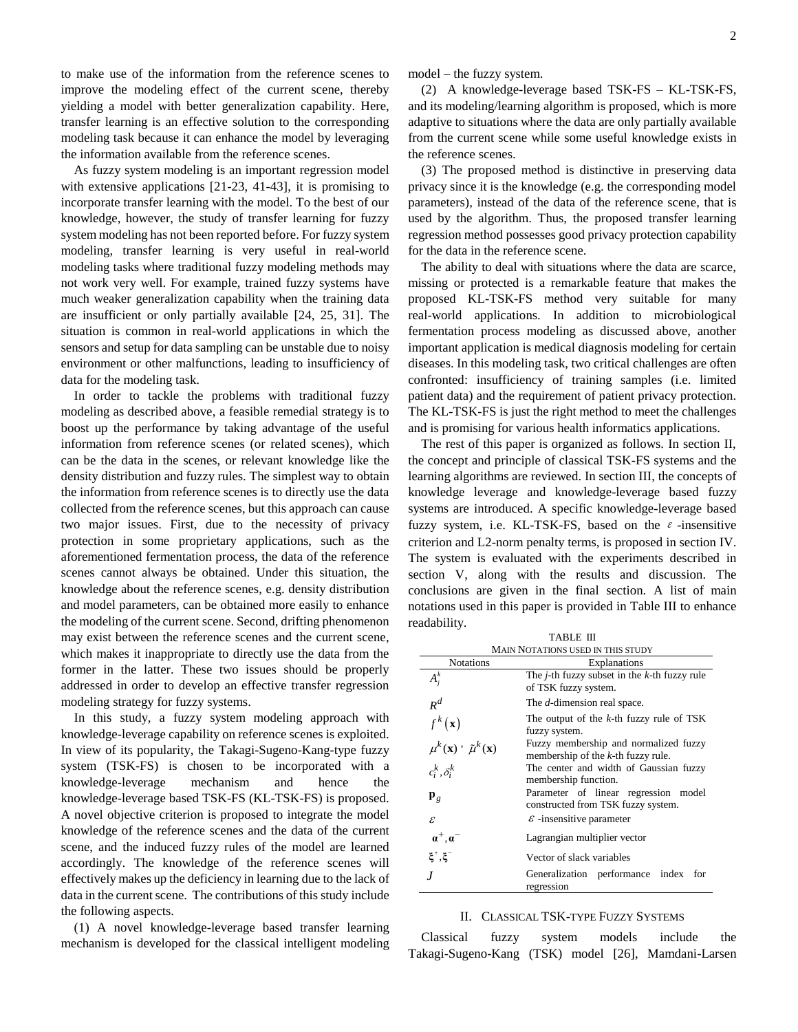to make use of the information from the reference scenes to improve the modeling effect of the current scene, thereby yielding a model with better generalization capability. Here, transfer learning is an effective solution to the corresponding modeling task because it can enhance the model by leveraging the information available from the reference scenes.

As fuzzy system modeling is an important regression model with extensive applications [21-23, 41-43], it is promising to incorporate transfer learning with the model. To the best of our knowledge, however, the study of transfer learning for fuzzy system modeling has not been reported before. For fuzzy system modeling, transfer learning is very useful in real-world modeling tasks where traditional fuzzy modeling methods may not work very well. For example, trained fuzzy systems have much weaker generalization capability when the training data are insufficient or only partially available [24, 25, 31]. The situation is common in real-world applications in which the sensors and setup for data sampling can be unstable due to noisy environment or other malfunctions, leading to insufficiency of data for the modeling task.

In order to tackle the problems with traditional fuzzy modeling as described above, a feasible remedial strategy is to boost up the performance by taking advantage of the useful information from reference scenes (or related scenes), which can be the data in the scenes, or relevant knowledge like the density distribution and fuzzy rules. The simplest way to obtain the information from reference scenes is to directly use the data collected from the reference scenes, but this approach can cause two major issues. First, due to the necessity of privacy protection in some proprietary applications, such as the aforementioned fermentation process, the data of the reference scenes cannot always be obtained. Under this situation, the knowledge about the reference scenes, e.g. density distribution and model parameters, can be obtained more easily to enhance the modeling of the current scene. Second, drifting phenomenon may exist between the reference scenes and the current scene, which makes it inappropriate to directly use the data from the former in the latter. These two issues should be properly addressed in order to develop an effective transfer regression modeling strategy for fuzzy systems.

In this study, a fuzzy system modeling approach with knowledge-leverage capability on reference scenes is exploited. In view of its popularity, the Takagi-Sugeno-Kang-type fuzzy system (TSK-FS) is chosen to be incorporated with a knowledge-leverage mechanism and hence the knowledge-leverage based TSK-FS (KL-TSK-FS) is proposed. A novel objective criterion is proposed to integrate the model knowledge of the reference scenes and the data of the current scene, and the induced fuzzy rules of the model are learned accordingly. The knowledge of the reference scenes will effectively makes up the deficiency in learning due to the lack of data in the current scene. The contributions of this study include the following aspects.

(1) A novel knowledge-leverage based transfer learning mechanism is developed for the classical intelligent modeling model – the fuzzy system.

(2) A knowledge-leverage based TSK-FS – KL-TSK-FS, and its modeling/learning algorithm is proposed, which is more adaptive to situations where the data are only partially available from the current scene while some useful knowledge exists in the reference scenes.

(3) The proposed method is distinctive in preserving data privacy since it is the knowledge (e.g. the corresponding model parameters), instead of the data of the reference scene, that is used by the algorithm. Thus, the proposed transfer learning regression method possesses good privacy protection capability for the data in the reference scene.

The ability to deal with situations where the data are scarce, missing or protected is a remarkable feature that makes the proposed KL-TSK-FS method very suitable for many real-world applications. In addition to microbiological fermentation process modeling as discussed above, another important application is medical diagnosis modeling for certain diseases. In this modeling task, two critical challenges are often confronted: insufficiency of training samples (i.e. limited patient data) and the requirement of patient privacy protection. The KL-TSK-FS is just the right method to meet the challenges and is promising for various health informatics applications.

The rest of this paper is organized as follows. In section II, the concept and principle of classical TSK-FS systems and the learning algorithms are reviewed. In section III, the concepts of knowledge leverage and knowledge-leverage based fuzzy systems are introduced. A specific knowledge-leverage based fuzzy system, i.e. KL-TSK-FS, based on the $\varepsilon$ -insensitive criterion and L2-norm penalty terms, is proposed in section IV. The system is evaluated with the experiments described in section V, along with the results and discussion. The conclusions are given in the final section. A list of main notations used in this paper is provided in Table III to enhance readability.

TABLE III
MAIN NOTATIONS USED IN THIS STUDY

| Notations | Explanations |
|---|---|
| $A_j^k$ | The *j*-th fuzzy subset in the *k*-th fuzzy rule of TSK fuzzy system. |
| $R^d$ | The *d*-dimension real space. |
| $f^k(\mathbf{x})$ | The output of the *k*-th fuzzy rule of TSK fuzzy system. |
| $\mu^k(\mathbf{x})$, $\tilde{\mu}^k(\mathbf{x})$ | Fuzzy membership and normalized fuzzy membership of the *k*-th fuzzy rule. |
| $c_i^k, \delta_i^k$ | The center and width of Gaussian fuzzy membership function. |
| $\mathbf{p}_g$ | Parameter of linear regression model constructed from TSK fuzzy system. |
| $\varepsilon$ | $\varepsilon$ -insensitive parameter |
| $\boldsymbol{\alpha}^+, \boldsymbol{\alpha}^-$ | Lagrangian multiplier vector |
| $\boldsymbol{\xi}^+, \boldsymbol{\xi}^-$ | Vector of slack variables |
| $J$ | Generalization performance index for regression |

## II. CLASSICAL TSK-TYPE FUZZY SYSTEMS

Classical fuzzy system models include the Takagi-Sugeno-Kang (TSK) model [26], Mamdani-Larsen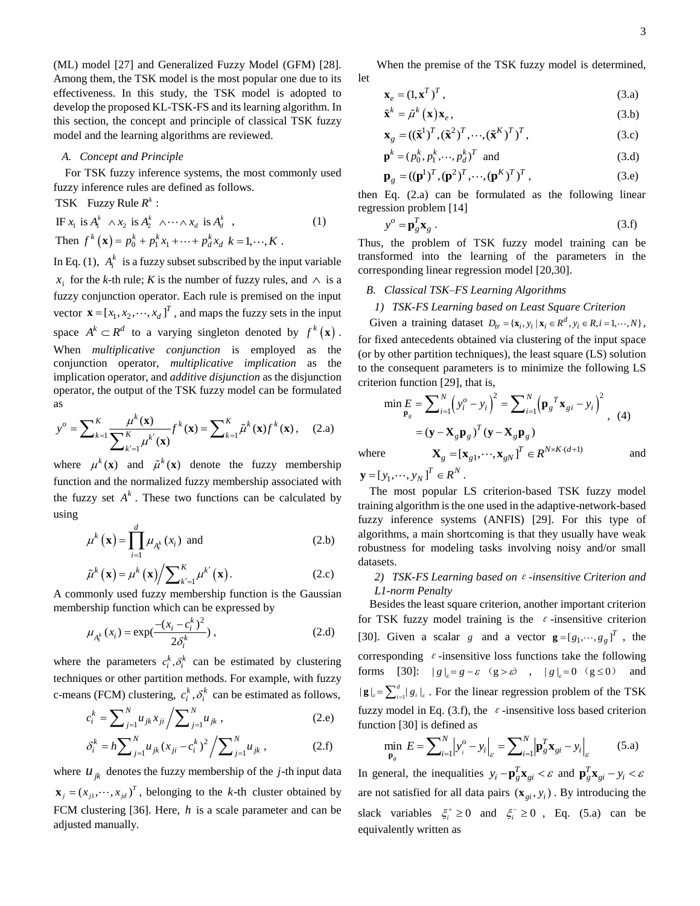(ML) model [27] and Generalized Fuzzy Model (GFM) [28]. Among them, the TSK model is the most popular one due to its effectiveness. In this study, the TSK model is adopted to develop the proposed KL-TSK-FS and its learning algorithm. In this section, the concept and principle of classical TSK fuzzy model and the learning algorithms are reviewed.

### A. Concept and Principle

For TSK fuzzy inference systems, the most commonly used fuzzy inference rules are defined as follows.

TSK Fuzzy Rule $R^k$ :

$$\text{IF } x_1 \text{ is } A_1^k \wedge x_2 \text{ is } A_2^k \wedge \cdots \wedge x_d \text{ is } A_d^k \,, \qquad (1)$$
$$\text{Then } f^k(\mathbf{x}) = p_0^k + p_1^k x_1 + \cdots + p_d^k x_d \;\; k = 1, \cdots, K \,.$$

In Eq. (1), $A_i^k$ is a fuzzy subset subscribed by the input variable $x_i$ for the *k*-th rule; $K$ is the number of fuzzy rules, and $\wedge$ is a fuzzy conjunction operator. Each rule is premised on the input vector $\mathbf{x} = [x_1, x_2, \cdots, x_d]^T$, and maps the fuzzy sets in the input space $A^k \subset R^d$ to a varying singleton denoted by $f^k(\mathbf{x})$. When *multiplicative conjunction* is employed as the conjunction operator, *multiplicative implication* as the implication operator, and *additive disjunction* as the disjunction operator, the output of the TSK fuzzy model can be formulated as

$$y^o = \sum_{k=1}^{K} \frac{\mu^k(\mathbf{x})}{\sum_{k'=1}^{K} \mu^{k'}(\mathbf{x})} f^k(\mathbf{x}) = \sum_{k=1}^{K} \tilde{\mu}^k(\mathbf{x}) f^k(\mathbf{x}) \,, \qquad (2.a)$$

where $\mu^k(\mathbf{x})$ and $\tilde{\mu}^k(\mathbf{x})$ denote the fuzzy membership function and the normalized fuzzy membership associated with the fuzzy set $A^k$. These two functions can be calculated by using

$$\mu^k(\mathbf{x}) = \prod_{i=1}^{d} \mu_{A_i^k}(x_i) \text{ and} \qquad (2.b)$$

$$\tilde{\mu}^k(\mathbf{x}) = \mu^k(\mathbf{x}) \Big/ \sum_{k'=1}^{K} \mu^{k'}(\mathbf{x}) \,. \qquad (2.c)$$

A commonly used fuzzy membership function is the Gaussian membership function which can be expressed by

$$\mu_{A_i^k}(x_i) = \exp\left(\frac{-(x_i - c_i^k)^2}{2\delta_i^k}\right) , \qquad (2.d)$$

where the parameters $c_i^k, \delta_i^k$ can be estimated by clustering techniques or other partition methods. For example, with fuzzy c-means (FCM) clustering, $c_i^k, \delta_i^k$ can be estimated as follows,

$$c_i^k = \sum_{j=1}^{N} u_{jk} x_{ji} \Big/ \sum_{j=1}^{N} u_{jk} \,, \qquad (2.e)$$

$$\delta_i^k = h \sum_{j=1}^{N} u_{jk} (x_{ji} - c_i^k)^2 \Big/ \sum_{j=1}^{N} u_{jk} \,, \qquad (2.f)$$

where $u_{jk}$ denotes the fuzzy membership of the $j$-th input data $\mathbf{x}_j = (x_{j1}, \cdots, x_{jd})^T$, belonging to the *k*-th cluster obtained by FCM clustering [36]. Here, $h$ is a scale parameter and can be adjusted manually.

When the premise of the TSK fuzzy model is determined, let

$$\mathbf{x}_e = (1, \mathbf{x}^T)^T \,, \qquad (3.a)$$

$$\tilde{\mathbf{x}}^k = \tilde{\mu}^k(\mathbf{x}) \mathbf{x}_e \,, \qquad (3.b)$$

$$\mathbf{x}_g = ((\tilde{\mathbf{x}}^1)^T, (\tilde{\mathbf{x}}^2)^T, \cdots, (\tilde{\mathbf{x}}^K)^T)^T \,, \qquad (3.c)$$

$$\mathbf{p}^k = (p_0^k, p_1^k, \cdots, p_d^k)^T \text{ and} \qquad (3.d)$$

$$\mathbf{p}_g = ((\mathbf{p}^1)^T, (\mathbf{p}^2)^T, \cdots, (\mathbf{p}^K)^T)^T \,, \qquad (3.e)$$

then Eq. (2.a) can be formulated as the following linear regression problem [14]

$$y^o = \mathbf{p}_g^T \mathbf{x}_g \,. \qquad (3.f)$$

Thus, the problem of TSK fuzzy model training can be transformed into the learning of the parameters in the corresponding linear regression model [20,30].

### B. Classical TSK–FS Learning Algorithms

#### 1) TSK-FS Learning based on Least Square Criterion

Given a training dataset $D_{tr} = \{\mathbf{x}_i, y_i \mid \mathbf{x}_i \in R^d, y_i \in R, i = 1, \cdots, N\}$, for fixed antecedents obtained via clustering of the input space (or by other partition techniques), the least square (LS) solution to the consequent parameters is to minimize the following LS criterion function [29], that is,

$$\begin{aligned} \min_{\mathbf{p}_g} E &= \sum_{i=1}^{N} \left(y_i^o - y_i\right)^2 = \sum_{i=1}^{N} \left(\mathbf{p}_g{}^T \mathbf{x}_{gi} - y_i\right)^2 \\ &= (\mathbf{y} - \mathbf{X}_g \mathbf{p}_g)^T (\mathbf{y} - \mathbf{X}_g \mathbf{p}_g) \end{aligned} \,, \qquad (4)$$

where $\mathbf{X}_g = [\mathbf{x}_{g1}, \cdots, \mathbf{x}_{gN}]^T \in R^{N \times K \cdot (d+1)}$ and $\mathbf{y} = [y_1, \cdots, y_N]^T \in R^N$.

The most popular LS criterion-based TSK fuzzy model training algorithm is the one used in the adaptive-network-based fuzzy inference systems (ANFIS) [29]. For this type of algorithms, a main shortcoming is that they usually have weak robustness for modeling tasks involving noisy and/or small datasets.

#### 2) TSK-FS Learning based on $\varepsilon$-insensitive Criterion and L1-norm Penalty

Besides the least square criterion, another important criterion for TSK fuzzy model training is the $\varepsilon$-insensitive criterion [30]. Given a scalar $g$ and a vector $\mathbf{g} = [g_1, \cdots, g_g]^T$, the corresponding $\varepsilon$-insensitive loss functions take the following forms [30]: $|g|_\varepsilon = g - \varepsilon \;\; (g > \varepsilon)$ , $|g|_\varepsilon = 0 \;\; (g \le 0)$ and $|\mathbf{g}|_\varepsilon = \sum_{i=1}^{d} |g_i|_\varepsilon$. For the linear regression problem of the TSK fuzzy model in Eq. (3.f), the $\varepsilon$-insensitive loss based criterion function [30] is defined as

$$\min_{\mathbf{p}_g} E = \sum_{i=1}^{N} \left|y_i^o - y_i\right|_\varepsilon = \sum_{i=1}^{N} \left|\mathbf{p}_g^T \mathbf{x}_{gi} - y_i\right|_\varepsilon \qquad (5.a)$$

In general, the inequalities $y_i - \mathbf{p}_g^T \mathbf{x}_{gi} < \varepsilon$ and $\mathbf{p}_g^T \mathbf{x}_{gi} - y_i < \varepsilon$ are not satisfied for all data pairs $(\mathbf{x}_{gi}, y_i)$. By introducing the slack variables $\xi_i^+ \ge 0$ and $\xi_i^- \ge 0$, Eq. (5.a) can be equivalently written as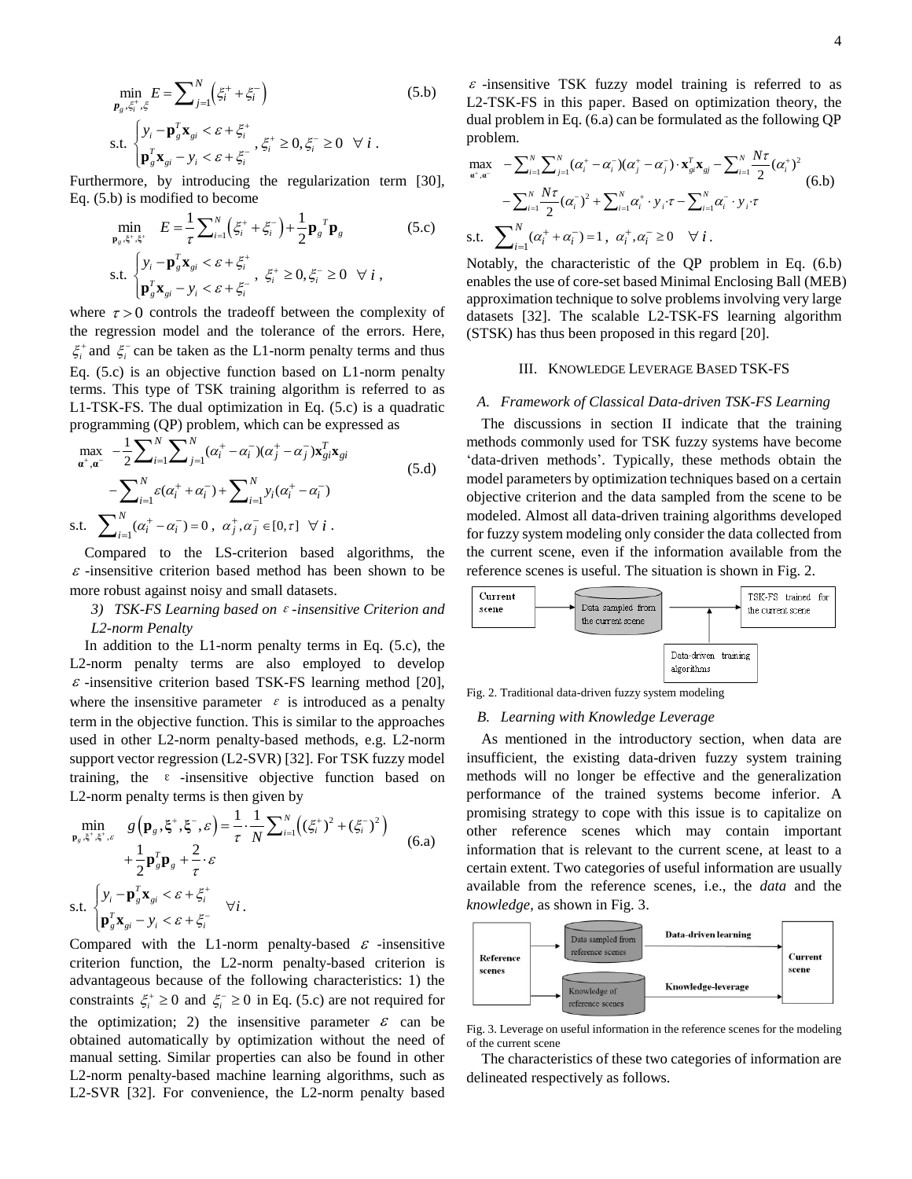$$\min_{\mathbf{p}_g,\xi_i^+,\xi_i^-} E=\sum\nolimits_{j=1}^{N}\left(\xi_i^+ + \xi_i^-\right) \tag{5.b}$$

$$\text{s.t. } \begin{cases} y_i - \mathbf{p}_g^T\mathbf{x}_{gi} < \varepsilon + \xi_i^+ \\ \mathbf{p}_g^T\mathbf{x}_{gi} - y_i < \varepsilon + \xi_i^- \end{cases}, \xi_i^+ \ge 0, \xi_i^- \ge 0 \quad \forall\, i\,.$$

Furthermore, by introducing the regularization term [30], Eq. (5.b) is modified to become

$$\min_{\mathbf{p}_g,\xi^+,\xi^+} \quad E=\frac{1}{\tau}\sum\nolimits_{i=1}^{N}\left(\xi_i^+ + \xi_i^-\right)+\frac{1}{2}\mathbf{p}_g{}^T\mathbf{p}_g \tag{5.c}$$

$$\text{s.t. } \begin{cases} y_i - \mathbf{p}_g^T\mathbf{x}_{gi} < \varepsilon + \xi_i^+ \\ \mathbf{p}_g^T\mathbf{x}_{gi} - y_i < \varepsilon + \xi_i^- \end{cases}, \ \xi_i^+ \ge 0, \xi_i^- \ge 0 \ \ \forall\, i\,,$$

where $\tau > 0$ controls the tradeoff between the complexity of the regression model and the tolerance of the errors. Here, $\xi_i^+$ and $\xi_i^-$ can be taken as the L1-norm penalty terms and thus Eq. (5.c) is an objective function based on L1-norm penalty terms. This type of TSK training algorithm is referred to as L1-TSK-FS. The dual optimization in Eq. (5.c) is a quadratic programming (QP) problem, which can be expressed as

$$\begin{aligned}\max_{\boldsymbol{\alpha}^+,\boldsymbol{\alpha}^-} \ & -\frac{1}{2}\sum\nolimits_{i=1}^{N}\sum\nolimits_{j=1}^{N}(\alpha_i^+ - \alpha_i^-)(\alpha_j^+ - \alpha_j^-)\mathbf{x}_{gi}^T\mathbf{x}_{gi} \\ & -\sum\nolimits_{i=1}^{N}\varepsilon(\alpha_i^+ + \alpha_i^-)+\sum\nolimits_{i=1}^{N}y_i(\alpha_i^+ - \alpha_i^-)\end{aligned} \tag{5.d}$$

$$\text{s.t. } \sum\nolimits_{i=1}^{N}(\alpha_i^+ - \alpha_i^-)=0\,,\ \alpha_j^+,\alpha_j^- \in [0,\tau] \ \ \forall\, i\,.$$

Compared to the LS-criterion based algorithms, the $\varepsilon$-insensitive criterion based method has been shown to be more robust against noisy and small datasets.

*3) TSK-FS Learning based on $\varepsilon$-insensitive Criterion and L2-norm Penalty*

In addition to the L1-norm penalty terms in Eq. (5.c), the L2-norm penalty terms are also employed to develop $\varepsilon$-insensitive criterion based TSK-FS learning method [20], where the insensitive parameter $\varepsilon$ is introduced as a penalty term in the objective function. This is similar to the approaches used in other L2-norm penalty-based methods, e.g. L2-norm support vector regression (L2-SVR) [32]. For TSK fuzzy model training, the $\varepsilon$-insensitive objective function based on L2-norm penalty terms is then given by

$$\begin{aligned}\min_{\mathbf{p}_g,\boldsymbol{\xi}^+,\boldsymbol{\xi}^+,\varepsilon} \quad & g\left(\mathbf{p}_g,\boldsymbol{\xi}^+,\boldsymbol{\xi}^-,\varepsilon\right)=\frac{1}{\tau}\cdot\frac{1}{N}\sum\nolimits_{i=1}^{N}\left((\xi_i^+)^2+(\xi_i^-)^2\right) \\ & +\frac{1}{2}\mathbf{p}_g^T\mathbf{p}_g+\frac{2}{\tau}\cdot\varepsilon\end{aligned} \tag{6.a}$$

$$\text{s.t. } \begin{cases} y_i - \mathbf{p}_g^T\mathbf{x}_{gi} < \varepsilon + \xi_i^+ \\ \mathbf{p}_g^T\mathbf{x}_{gi} - y_i < \varepsilon + \xi_i^- \end{cases} \quad \forall i\,.$$

Compared with the L1-norm penalty-based $\varepsilon$-insensitive criterion function, the L2-norm penalty-based criterion is advantageous because of the following characteristics: 1) the constraints $\xi_i^+ \ge 0$ and $\xi_i^- \ge 0$ in Eq. (5.c) are not required for the optimization; 2) the insensitive parameter $\varepsilon$ can be obtained automatically by optimization without the need of manual setting. Similar properties can also be found in other L2-norm penalty-based machine learning algorithms, such as L2-SVR [32]. For convenience, the L2-norm penalty based $\varepsilon$-insensitive TSK fuzzy model training is referred to as L2-TSK-FS in this paper. Based on optimization theory, the dual problem in Eq. (6.a) can be formulated as the following QP problem.

$$\begin{aligned}\max_{\boldsymbol{\alpha}^+,\boldsymbol{\alpha}^-} \ & -\sum\nolimits_{i=1}^{N}\sum\nolimits_{j=1}^{N}(\alpha_i^+ - \alpha_i^-)(\alpha_j^+ - \alpha_j^-)\cdot\mathbf{x}_{gi}^T\mathbf{x}_{gj}-\sum\nolimits_{i=1}^{N}\frac{N\tau}{2}(\alpha_i^+)^2 \\ & -\sum\nolimits_{i=1}^{N}\frac{N\tau}{2}(\alpha_i^-)^2+\sum\nolimits_{i=1}^{N}\alpha_i^+\cdot y_i\cdot\tau-\sum\nolimits_{i=1}^{N}\alpha_i^-\cdot y_i\cdot\tau\end{aligned} \tag{6.b}$$

$$\text{s.t. } \sum\nolimits_{i=1}^{N}(\alpha_i^+ + \alpha_i^-)=1\,,\ \alpha_i^+,\alpha_i^- \ge 0 \quad \forall\, i\,.$$

Notably, the characteristic of the QP problem in Eq. (6.b) enables the use of core-set based Minimal Enclosing Ball (MEB) approximation technique to solve problems involving very large datasets [32]. The scalable L2-TSK-FS learning algorithm (STSK) has thus been proposed in this regard [20].

## III. Knowledge Leverage Based TSK-FS

### *A. Framework of Classical Data-driven TSK-FS Learning*

The discussions in section II indicate that the training methods commonly used for TSK fuzzy systems have become 'data-driven methods'. Typically, these methods obtain the model parameters by optimization techniques based on a certain objective criterion and the data sampled from the scene to be modeled. Almost all data-driven training algorithms developed for fuzzy system modeling only consider the data collected from the current scene, even if the information available from the reference scenes is useful. The situation is shown in Fig. 2.

Fig. 2. Traditional data-driven fuzzy system modeling

### *B. Learning with Knowledge Leverage*

As mentioned in the introductory section, when data are insufficient, the existing data-driven fuzzy system training methods will no longer be effective and the generalization performance of the trained systems become inferior. A promising strategy to cope with this issue is to capitalize on other reference scenes which may contain important information that is relevant to the current scene, at least to a certain extent. Two categories of useful information are usually available from the reference scenes, i.e., the *data* and the *knowledge*, as shown in Fig. 3.

Fig. 3. Leverage on useful information in the reference scenes for the modeling of the current scene

The characteristics of these two categories of information are delineated respectively as follows.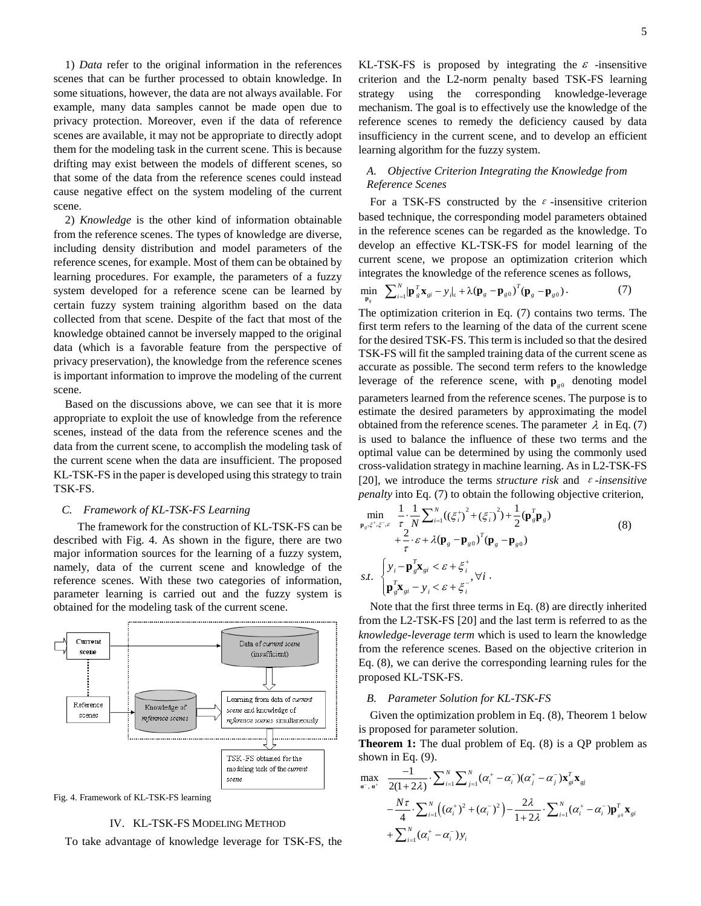1) *Data* refer to the original information in the references scenes that can be further processed to obtain knowledge. In some situations, however, the data are not always available. For example, many data samples cannot be made open due to privacy protection. Moreover, even if the data of reference scenes are available, it may not be appropriate to directly adopt them for the modeling task in the current scene. This is because drifting may exist between the models of different scenes, so that some of the data from the reference scenes could instead cause negative effect on the system modeling of the current scene.

2) *Knowledge* is the other kind of information obtainable from the reference scenes. The types of knowledge are diverse, including density distribution and model parameters of the reference scenes, for example. Most of them can be obtained by learning procedures. For example, the parameters of a fuzzy system developed for a reference scene can be learned by certain fuzzy system training algorithm based on the data collected from that scene. Despite of the fact that most of the knowledge obtained cannot be inversely mapped to the original data (which is a favorable feature from the perspective of privacy preservation), the knowledge from the reference scenes is important information to improve the modeling of the current scene.

Based on the discussions above, we can see that it is more appropriate to exploit the use of knowledge from the reference scenes, instead of the data from the reference scenes and the data from the current scene, to accomplish the modeling task of the current scene when the data are insufficient. The proposed KL-TSK-FS in the paper is developed using this strategy to train TSK-FS.

### C. Framework of KL-TSK-FS Learning

The framework for the construction of KL-TSK-FS can be described with Fig. 4. As shown in the figure, there are two major information sources for the learning of a fuzzy system, namely, data of the current scene and knowledge of the reference scenes. With these two categories of information, parameter learning is carried out and the fuzzy system is obtained for the modeling task of the current scene.

Fig. 4. Framework of KL-TSK-FS learning

## IV. KL-TSK-FS Modeling Method

To take advantage of knowledge leverage for TSK-FS, the KL-TSK-FS is proposed by integrating the $\varepsilon$ -insensitive criterion and the L2-norm penalty based TSK-FS learning strategy using the corresponding knowledge-leverage mechanism. The goal is to effectively use the knowledge of the reference scenes to remedy the deficiency caused by data insufficiency in the current scene, and to develop an efficient learning algorithm for the fuzzy system.

### A. Objective Criterion Integrating the Knowledge from Reference Scenes

For a TSK-FS constructed by the $\varepsilon$ -insensitive criterion based technique, the corresponding model parameters obtained in the reference scenes can be regarded as the knowledge. To develop an effective KL-TSK-FS for model learning of the current scene, we propose an optimization criterion which integrates the knowledge of the reference scenes as follows,

$$\min_{\mathbf{p}_g} \ \sum_{i=1}^{N} \left| \mathbf{p}_g^T \mathbf{x}_{gi} - y_i \right|_{\varepsilon} + \lambda (\mathbf{p}_g - \mathbf{p}_{g0})^T (\mathbf{p}_g - \mathbf{p}_{g0}) . \tag{7}$$

The optimization criterion in Eq. (7) contains two terms. The first term refers to the learning of the data of the current scene for the desired TSK-FS. This term is included so that the desired TSK-FS will fit the sampled training data of the current scene as accurate as possible. The second term refers to the knowledge leverage of the reference scene, with $\mathbf{p}_{g0}$ denoting model parameters learned from the reference scenes. The purpose is to estimate the desired parameters by approximating the model obtained from the reference scenes. The parameter $\lambda$ in Eq. (7) is used to balance the influence of these two terms and the optimal value can be determined by using the commonly used cross-validation strategy in machine learning. As in L2-TSK-FS [20], we introduce the terms *structure risk* and $\varepsilon$ *-insensitive penalty* into Eq. (7) to obtain the following objective criterion,

$$\begin{aligned}
\min_{\mathbf{p}_g, \xi^+, \xi^-, \varepsilon} \quad & \frac{1}{\tau} \cdot \frac{1}{N} \sum_{i=1}^{N} ((\xi_i^+)^2 + (\xi_i^-)^2) + \frac{1}{2} (\mathbf{p}_g^T \mathbf{p}_g) \\
& + \frac{2}{\tau} \cdot \varepsilon + \lambda (\mathbf{p}_g - \mathbf{p}_{g0})^T (\mathbf{p}_g - \mathbf{p}_{g0}) \\
s.t. \quad & \begin{cases} y_i - \mathbf{p}_g^T \mathbf{x}_{gi} < \varepsilon + \xi_i^+ \\ \mathbf{p}_g^T \mathbf{x}_{gi} - y_i < \varepsilon + \xi_i^- \end{cases}, \forall i .
\end{aligned} \tag{8}$$

Note that the first three terms in Eq. (8) are directly inherited from the L2-TSK-FS [20] and the last term is referred to as the *knowledge-leverage term* which is used to learn the knowledge from the reference scenes. Based on the objective criterion in Eq. (8), we can derive the corresponding learning rules for the proposed KL-TSK-FS.

### B. Parameter Solution for KL-TSK-FS

Given the optimization problem in Eq. (8), Theorem 1 below is proposed for parameter solution.

**Theorem 1:** The dual problem of Eq. (8) is a QP problem as shown in Eq. (9).

$$\begin{aligned}
\max_{\boldsymbol{\alpha}^-, \boldsymbol{\alpha}^+} \quad & \frac{-1}{2(1+2\lambda)} \cdot \sum_{i=1}^{N} \sum_{j=1}^{N} (\alpha_i^+ - \alpha_i^-)(\alpha_j^+ - \alpha_j^-) \mathbf{x}_{gi}^T \mathbf{x}_{gj} \\
& - \frac{N\tau}{4} \cdot \sum_{i=1}^{N} \left( (\alpha_i^+)^2 + (\alpha_i^-)^2 \right) - \frac{2\lambda}{1+2\lambda} \cdot \sum_{i=1}^{N} (\alpha_i^+ - \alpha_i^-) \mathbf{p}_{g0}^T \mathbf{x}_{gi} \\
& + \sum_{i=1}^{N} (\alpha_i^+ - \alpha_i^-) y_i
\end{aligned}$$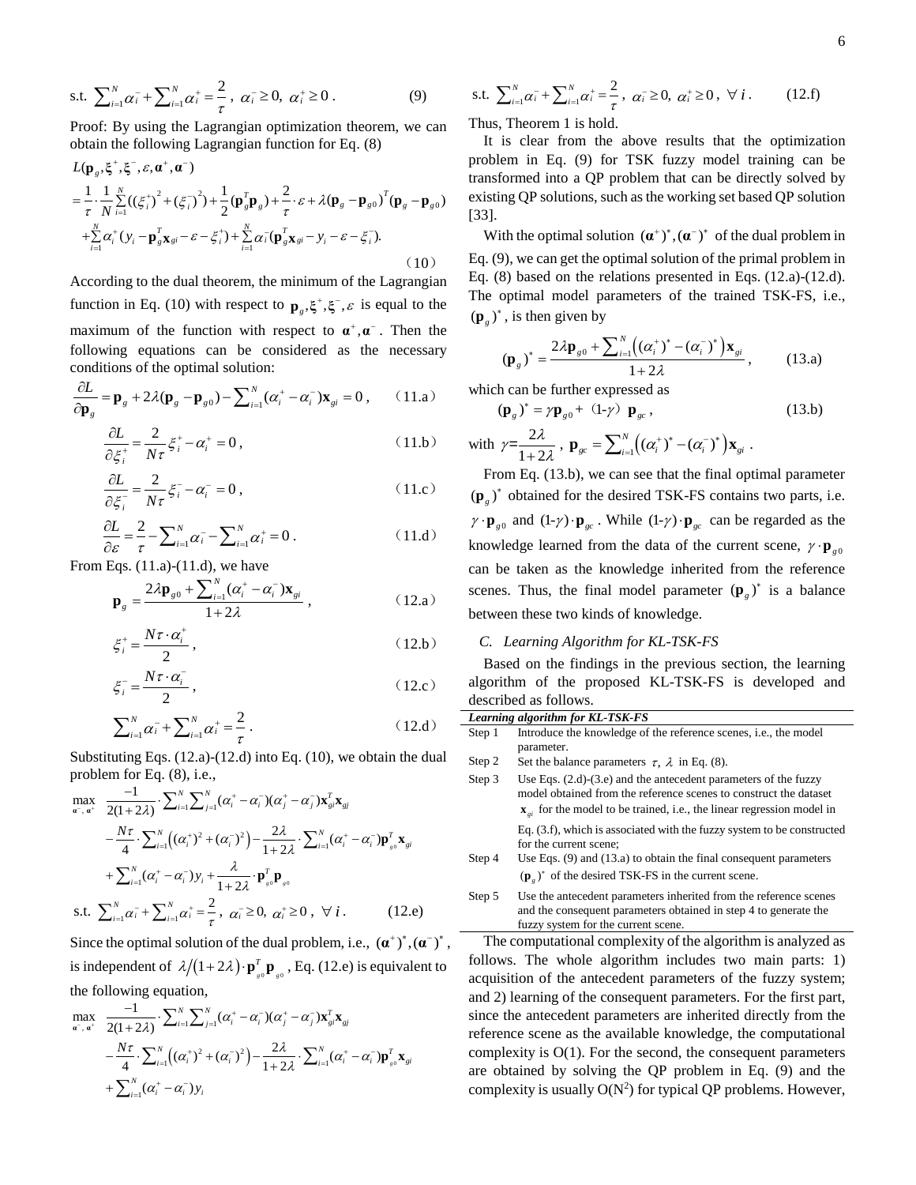$$\text{s.t.} \sum_{i=1}^{N}\alpha_i^- + \sum_{i=1}^{N}\alpha_i^+ = \frac{2}{\tau},\ \alpha_i^- \ge 0,\ \alpha_i^+ \ge 0 . \tag{9}$$

Proof: By using the Lagrangian optimization theorem, we can obtain the following Lagrangian function for Eq. (8)

$$\begin{aligned} &L(\mathbf{p}_g, \boldsymbol{\xi}^+, \boldsymbol{\xi}^-, \varepsilon, \boldsymbol{\alpha}^+, \boldsymbol{\alpha}^-) \\ &= \frac{1}{\tau}\cdot\frac{1}{N}\sum_{i=1}^{N}((\xi_i^+)^2 + (\xi_i^-)^2) + \frac{1}{2}(\mathbf{p}_g^T\mathbf{p}_g) + \frac{2}{\tau}\cdot\varepsilon + \lambda(\mathbf{p}_g - \mathbf{p}_{g0})^T(\mathbf{p}_g - \mathbf{p}_{g0}) \\ &+ \sum_{i=1}^{N}\alpha_i^+(y_i - \mathbf{p}_g^T\mathbf{x}_{gi} - \varepsilon - \xi_i^+) + \sum_{i=1}^{N}\alpha_i^-(\mathbf{p}_g^T\mathbf{x}_{gi} - y_i - \varepsilon - \xi_i^-). \end{aligned} \tag{10}$$

According to the dual theorem, the minimum of the Lagrangian function in Eq. (10) with respect to $\mathbf{p}_g, \boldsymbol{\xi}^+, \boldsymbol{\xi}^-, \varepsilon$ is equal to the maximum of the function with respect to $\boldsymbol{\alpha}^+, \boldsymbol{\alpha}^-$. Then the following equations can be considered as the necessary conditions of the optimal solution:

$$\frac{\partial L}{\partial \mathbf{p}_g} = \mathbf{p}_g + 2\lambda(\mathbf{p}_g - \mathbf{p}_{g0}) - \sum_{i=1}^{N}(\alpha_i^+ - \alpha_i^-)\mathbf{x}_{gi} = 0 , \tag{11.a}$$

$$\frac{\partial L}{\partial \xi_i^+} = \frac{2}{N\tau}\xi_i^+ - \alpha_i^+ = 0 , \tag{11.b}$$

$$\frac{\partial L}{\partial \xi_i^-} = \frac{2}{N\tau}\xi_i^- - \alpha_i^- = 0 , \tag{11.c}$$

$$\frac{\partial L}{\partial \varepsilon} = \frac{2}{\tau} - \sum_{i=1}^{N}\alpha_i^- - \sum_{i=1}^{N}\alpha_i^+ = 0 . \tag{11.d}$$

From Eqs. (11.a)-(11.d), we have

$$\mathbf{p}_g = \frac{2\lambda\mathbf{p}_{g0} + \sum_{i=1}^{N}(\alpha_i^+ - \alpha_i^-)\mathbf{x}_{gi}}{1+2\lambda} , \tag{12.a}$$

$$\xi_i^+ = \frac{N\tau\cdot\alpha_i^+}{2} , \tag{12.b}$$

$$\xi_i^- = \frac{N\tau\cdot\alpha_i^-}{2} , \tag{12.c}$$

$$\sum_{i=1}^{N}\alpha_i^- + \sum_{i=1}^{N}\alpha_i^+ = \frac{2}{\tau} . \tag{12.d}$$

Substituting Eqs. (12.a)-(12.d) into Eq. (10), we obtain the dual problem for Eq. (8), i.e.,

$$\begin{aligned} \max_{\boldsymbol{\alpha}^-, \boldsymbol{\alpha}^+} \ & \frac{-1}{2(1+2\lambda)}\cdot\sum_{i=1}^{N}\sum_{j=1}^{N}(\alpha_i^+ - \alpha_i^-)(\alpha_j^+ - \alpha_j^-)\mathbf{x}_{gi}^T\mathbf{x}_{gj} \\ & - \frac{N\tau}{4}\cdot\sum_{i=1}^{N}\left((\alpha_i^+)^2 + (\alpha_i^-)^2\right) - \frac{2\lambda}{1+2\lambda}\cdot\sum_{i=1}^{N}(\alpha_i^+ - \alpha_i^-)\mathbf{p}_{g0}^T\mathbf{x}_{gi} \\ & + \sum_{i=1}^{N}(\alpha_i^+ - \alpha_i^-)y_i + \frac{\lambda}{1+2\lambda}\cdot\mathbf{p}_{g0}^T\mathbf{p}_{g0} \end{aligned}$$

$$\text{s.t.} \sum_{i=1}^{N}\alpha_i^- + \sum_{i=1}^{N}\alpha_i^+ = \frac{2}{\tau},\ \alpha_i^- \ge 0,\ \alpha_i^+ \ge 0,\ \forall i . \tag{12.e}$$

Since the optimal solution of the dual problem, i.e., $(\boldsymbol{\alpha}^+)^*, (\boldsymbol{\alpha}^-)^*$, is independent of $\lambda/(1+2\lambda)\cdot\mathbf{p}_{g0}^T\mathbf{p}_{g0}$, Eq. (12.e) is equivalent to the following equation,

$$\begin{aligned} \max_{\boldsymbol{\alpha}^-, \boldsymbol{\alpha}^+} \ & \frac{-1}{2(1+2\lambda)}\cdot\sum_{i=1}^{N}\sum_{j=1}^{N}(\alpha_i^+ - \alpha_i^-)(\alpha_j^+ - \alpha_j^-)\mathbf{x}_{gi}^T\mathbf{x}_{gj} \\ & - \frac{N\tau}{4}\cdot\sum_{i=1}^{N}\left((\alpha_i^+)^2 + (\alpha_i^-)^2\right) - \frac{2\lambda}{1+2\lambda}\cdot\sum_{i=1}^{N}(\alpha_i^+ - \alpha_i^-)\mathbf{p}_{g0}^T\mathbf{x}_{gi} \\ & + \sum_{i=1}^{N}(\alpha_i^+ - \alpha_i^-)y_i \end{aligned}$$

$$\text{s.t.} \sum_{i=1}^{N}\alpha_i^- + \sum_{i=1}^{N}\alpha_i^+ = \frac{2}{\tau},\ \alpha_i^- \ge 0,\ \alpha_i^+ \ge 0,\ \forall i . \tag{12.f}$$

Thus, Theorem 1 is hold.

It is clear from the above results that the optimization problem in Eq. (9) for TSK fuzzy model training can be transformed into a QP problem that can be directly solved by existing QP solutions, such as the working set based QP solution [33].

With the optimal solution $(\boldsymbol{\alpha}^+)^*, (\boldsymbol{\alpha}^-)^*$ of the dual problem in Eq. (9), we can get the optimal solution of the primal problem in Eq. (8) based on the relations presented in Eqs. (12.a)-(12.d). The optimal model parameters of the trained TSK-FS, i.e., $(\mathbf{p}_g)^*$, is then given by

$$(\mathbf{p}_g)^* = \frac{2\lambda\mathbf{p}_{g0} + \sum_{i=1}^{N}\left((\alpha_i^+)^* - (\alpha_i^-)^*\right)\mathbf{x}_{gi}}{1+2\lambda} , \tag{13.a}$$

which can be further expressed as

$$(\mathbf{p}_g)^* = \gamma\mathbf{p}_{g0} + (1\text{-}\gamma)\,\mathbf{p}_{gc} , \tag{13.b}$$

with $\gamma = \frac{2\lambda}{1+2\lambda}$, $\mathbf{p}_{gc} = \sum_{i=1}^{N}\left((\alpha_i^+)^* - (\alpha_i^-)^*\right)\mathbf{x}_{gi}$.

From Eq. (13.b), we can see that the final optimal parameter $(\mathbf{p}_g)^*$ obtained for the desired TSK-FS contains two parts, i.e. $\gamma\cdot\mathbf{p}_{g0}$ and $(1\text{-}\gamma)\cdot\mathbf{p}_{gc}$. While $(1\text{-}\gamma)\cdot\mathbf{p}_{gc}$ can be regarded as the knowledge learned from the data of the current scene, $\gamma\cdot\mathbf{p}_{g0}$ can be taken as the knowledge inherited from the reference scenes. Thus, the final model parameter $(\mathbf{p}_g)^*$ is a balance between these two kinds of knowledge.

### C. Learning Algorithm for KL-TSK-FS

Based on the findings in the previous section, the learning algorithm of the proposed KL-TSK-FS is developed and described as follows.

| ***Learning algorithm for KL-TSK-FS*** | |
|---|---|
| Step 1 | Introduce the knowledge of the reference scenes, i.e., the model parameter. |
| Step 2 | Set the balance parameters $\tau$, $\lambda$ in Eq. (8). |
| Step 3 | Use Eqs. (2.d)-(3.e) and the antecedent parameters of the fuzzy model obtained from the reference scenes to construct the dataset $\mathbf{x}_{gi}$ for the model to be trained, i.e., the linear regression model in Eq. (3.f), which is associated with the fuzzy system to be constructed for the current scene; |
| Step 4 | Use Eqs. (9) and (13.a) to obtain the final consequent parameters $(\mathbf{p}_g)^*$ of the desired TSK-FS in the current scene. |
| Step 5 | Use the antecedent parameters inherited from the reference scenes and the consequent parameters obtained in step 4 to generate the fuzzy system for the current scene. |

The computational complexity of the algorithm is analyzed as follows. The whole algorithm includes two main parts: 1) acquisition of the antecedent parameters of the fuzzy system; and 2) learning of the consequent parameters. For the first part, since the antecedent parameters are inherited directly from the reference scene as the available knowledge, the computational complexity is O(1). For the second, the consequent parameters are obtained by solving the QP problem in Eq. (9) and the complexity is usually $O(N^2)$ for typical QP problems. However,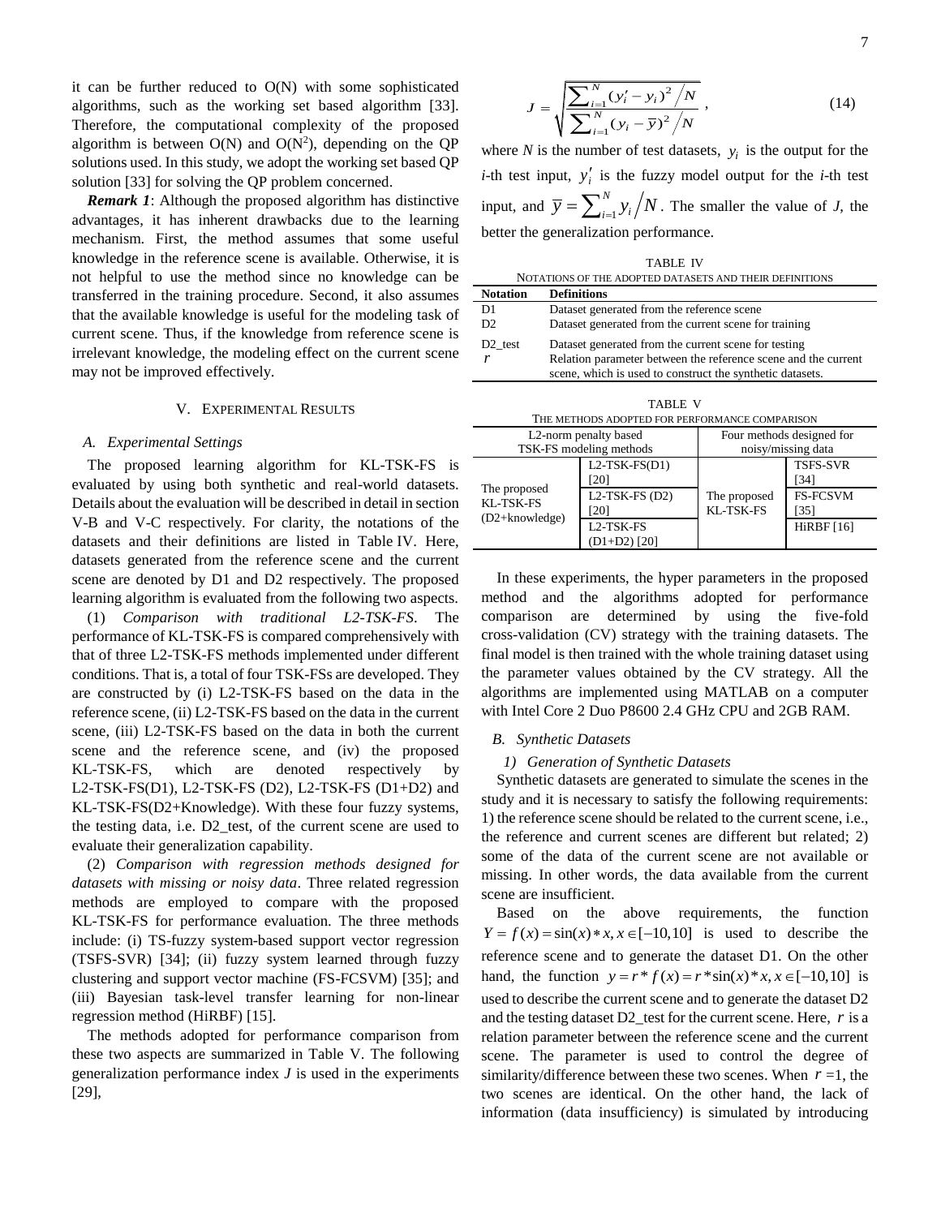it can be further reduced to O(N) with some sophisticated algorithms, such as the working set based algorithm [33]. Therefore, the computational complexity of the proposed algorithm is between O(N) and O($N^2$), depending on the QP solutions used. In this study, we adopt the working set based QP solution [33] for solving the QP problem concerned.

***Remark 1***: Although the proposed algorithm has distinctive advantages, it has inherent drawbacks due to the learning mechanism. First, the method assumes that some useful knowledge in the reference scene is available. Otherwise, it is not helpful to use the method since no knowledge can be transferred in the training procedure. Second, it also assumes that the available knowledge is useful for the modeling task of current scene. Thus, if the knowledge from reference scene is irrelevant knowledge, the modeling effect on the current scene may not be improved effectively.

## V. Experimental Results

### *A. Experimental Settings*

The proposed learning algorithm for KL-TSK-FS is evaluated by using both synthetic and real-world datasets. Details about the evaluation will be described in detail in section V-B and V-C respectively. For clarity, the notations of the datasets and their definitions are listed in Table IV. Here, datasets generated from the reference scene and the current scene are denoted by D1 and D2 respectively. The proposed learning algorithm is evaluated from the following two aspects.

(1) *Comparison with traditional L2-TSK-FS*. The performance of KL-TSK-FS is compared comprehensively with that of three L2-TSK-FS methods implemented under different conditions. That is, a total of four TSK-FSs are developed. They are constructed by (i) L2-TSK-FS based on the data in the reference scene, (ii) L2-TSK-FS based on the data in the current scene, (iii) L2-TSK-FS based on the data in both the current scene and the reference scene, and (iv) the proposed KL-TSK-FS, which are denoted respectively by L2-TSK-FS(D1), L2-TSK-FS (D2), L2-TSK-FS (D1+D2) and KL-TSK-FS(D2+Knowledge). With these four fuzzy systems, the testing data, i.e. D2_test, of the current scene are used to evaluate their generalization capability.

(2) *Comparison with regression methods designed for datasets with missing or noisy data*. Three related regression methods are employed to compare with the proposed KL-TSK-FS for performance evaluation. The three methods include: (i) TS-fuzzy system-based support vector regression (TSFS-SVR) [34]; (ii) fuzzy system learned through fuzzy clustering and support vector machine (FS-FCSVM) [35]; and (iii) Bayesian task-level transfer learning for non-linear regression method (HiRBF) [15].

The methods adopted for performance comparison from these two aspects are summarized in Table V. The following generalization performance index $J$ is used in the experiments [29],

$$J = \sqrt{\frac{\sum_{i=1}^{N} (y_i' - y_i)^2 / N}{\sum_{i=1}^{N} (y_i - \bar{y})^2 / N}} \,, \tag{14}$$

where $N$ is the number of test datasets, $y_i$ is the output for the $i$-th test input, $y_i'$ is the fuzzy model output for the $i$-th test input, and $\bar{y} = \sum_{i=1}^{N} y_i / N$. The smaller the value of $J$, the better the generalization performance.

TABLE IV
Notations of the Adopted Datasets and Their Definitions

| Notation | Definitions |
|---|---|
| D1 | Dataset generated from the reference scene |
| D2 | Dataset generated from the current scene for training |
| D2_test | Dataset generated from the current scene for testing |
| $r$ | Relation parameter between the reference scene and the current scene, which is used to construct the synthetic datasets. |

TABLE V
The Methods Adopted for Performance Comparison

| L2-norm penalty based TSK-FS modeling methods | | Four methods designed for noisy/missing data | |
|---|---|---|---|
| The proposed KL-TSK-FS (D2+knowledge) | L2-TSK-FS(D1) [20] | The proposed KL-TSK-FS | TSFS-SVR [34] |
| | L2-TSK-FS (D2) [20] | | FS-FCSVM [35] |
| | L2-TSK-FS (D1+D2) [20] | | HiRBF [16] |

In these experiments, the hyper parameters in the proposed method and the algorithms adopted for performance comparison are determined by using the five-fold cross-validation (CV) strategy with the training datasets. The final model is then trained with the whole training dataset using the parameter values obtained by the CV strategy. All the algorithms are implemented using MATLAB on a computer with Intel Core 2 Duo P8600 2.4 GHz CPU and 2GB RAM.

### *B. Synthetic Datasets*

#### *1) Generation of Synthetic Datasets*

Synthetic datasets are generated to simulate the scenes in the study and it is necessary to satisfy the following requirements: 1) the reference scene should be related to the current scene, i.e., the reference and current scenes are different but related; 2) some of the data of the current scene are not available or missing. In other words, the data available from the current scene are insufficient.

Based on the above requirements, the function $Y = f(x) = \sin(x) * x, x \in [-10,10]$ is used to describe the reference scene and to generate the dataset D1. On the other hand, the function $y = r * f(x) = r * \sin(x) * x, x \in [-10,10]$ is used to describe the current scene and to generate the dataset D2 and the testing dataset D2_test for the current scene. Here, $r$ is a relation parameter between the reference scene and the current scene. The parameter is used to control the degree of similarity/difference between these two scenes. When $r$ =1, the two scenes are identical. On the other hand, the lack of information (data insufficiency) is simulated by introducing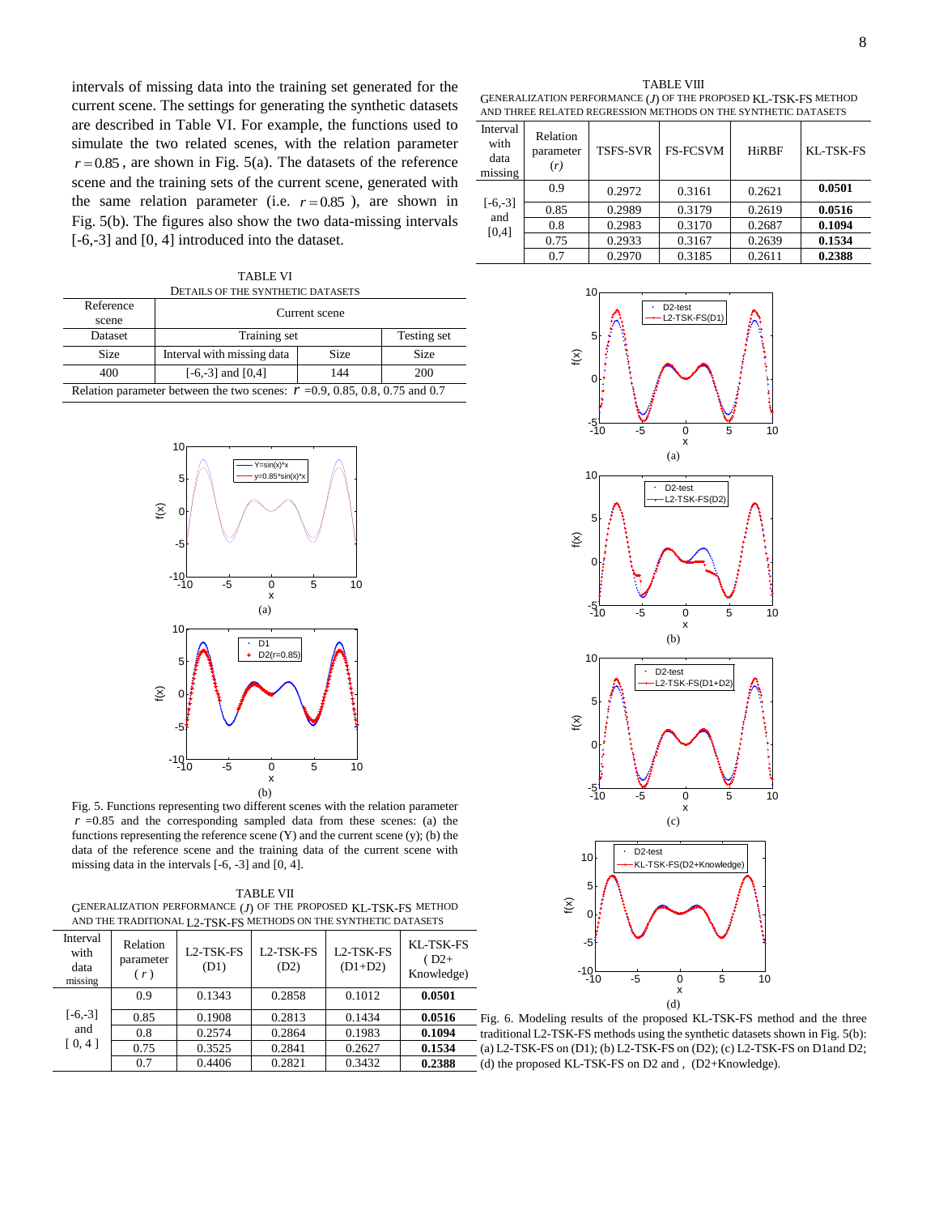intervals of missing data into the training set generated for the current scene. The settings for generating the synthetic datasets are described in Table VI. For example, the functions used to simulate the two related scenes, with the relation parameter $r = 0.85$, are shown in Fig. 5(a). The datasets of the reference scene and the training sets of the current scene, generated with the same relation parameter (i.e. $r = 0.85$), are shown in Fig. 5(b). The figures also show the two data-missing intervals [-6,-3] and [0, 4] introduced into the dataset.

TABLE VI
DETAILS OF THE SYNTHETIC DATASETS

| Reference scene | Current scene | | |
|---|---|---|---|
| Dataset | Training set | | Testing set |
| Size | Interval with missing data | Size | Size |
| 400 | [-6,-3] and [0,4] | 144 | 200 |
| Relation parameter between the two scenes: $r$ =0.9, 0.85, 0.8, 0.75 and 0.7 | | | |

Fig. 5. Functions representing two different scenes with the relation parameter $r$ =0.85 and the corresponding sampled data from these scenes: (a) the functions representing the reference scene (Y) and the current scene (y); (b) the data of the reference scene and the training data of the current scene with missing data in the intervals [-6, -3] and [0, 4].

TABLE VII
GENERALIZATION PERFORMANCE ($J$) OF THE PROPOSED KL-TSK-FS METHOD AND THE TRADITIONAL L2-TSK-FS METHODS ON THE SYNTHETIC DATASETS

| Interval with data missing | Relation parameter ($r$) | L2-TSK-FS (D1) | L2-TSK-FS (D2) | L2-TSK-FS (D1+D2) | KL-TSK-FS ( D2+ Knowledge) |
|---|---|---|---|---|---|
| [-6,-3] and [ 0, 4 ] | 0.9 | 0.1343 | 0.2858 | 0.1012 | **0.0501** |
| | 0.85 | 0.1908 | 0.2813 | 0.1434 | **0.0516** |
| | 0.8 | 0.2574 | 0.2864 | 0.1983 | **0.1094** |
| | 0.75 | 0.3525 | 0.2841 | 0.2627 | **0.1534** |
| | 0.7 | 0.4406 | 0.2821 | 0.3432 | **0.2388** |

TABLE VIII
GENERALIZATION PERFORMANCE ($J$) OF THE PROPOSED KL-TSK-FS METHOD AND THREE RELATED REGRESSION METHODS ON THE SYNTHETIC DATASETS

| Interval with data missing | Relation parameter ($r$) | TSFS-SVR | FS-FCSVM | HiRBF | KL-TSK-FS |
|---|---|---|---|---|---|
| [-6,-3] and [0,4] | 0.9 | 0.2972 | 0.3161 | 0.2621 | **0.0501** |
| | 0.85 | 0.2989 | 0.3179 | 0.2619 | **0.0516** |
| | 0.8 | 0.2983 | 0.3170 | 0.2687 | **0.1094** |
| | 0.75 | 0.2933 | 0.3167 | 0.2639 | **0.1534** |
| | 0.7 | 0.2970 | 0.3185 | 0.2611 | **0.2388** |

Fig. 6. Modeling results of the proposed KL-TSK-FS method and the three traditional L2-TSK-FS methods using the synthetic datasets shown in Fig. 5(b): (a) L2-TSK-FS on (D1); (b) L2-TSK-FS on (D2); (c) L2-TSK-FS on D1and D2; (d) the proposed KL-TSK-FS on D2 and , (D2+Knowledge).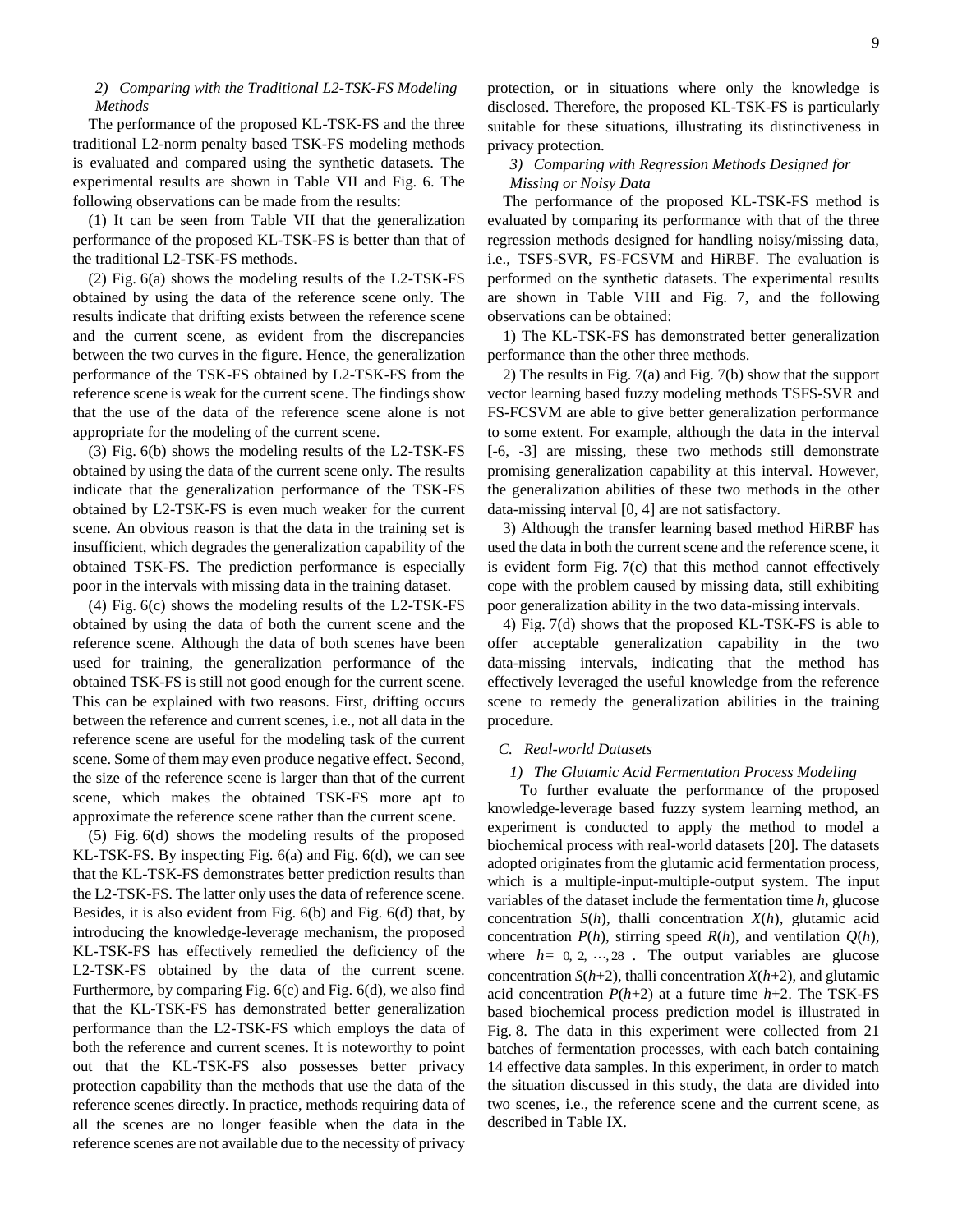### 2) Comparing with the Traditional L2-TSK-FS Modeling Methods

The performance of the proposed KL-TSK-FS and the three traditional L2-norm penalty based TSK-FS modeling methods is evaluated and compared using the synthetic datasets. The experimental results are shown in Table VII and Fig. 6. The following observations can be made from the results:

(1) It can be seen from Table VII that the generalization performance of the proposed KL-TSK-FS is better than that of the traditional L2-TSK-FS methods.

(2) Fig. 6(a) shows the modeling results of the L2-TSK-FS obtained by using the data of the reference scene only. The results indicate that drifting exists between the reference scene and the current scene, as evident from the discrepancies between the two curves in the figure. Hence, the generalization performance of the TSK-FS obtained by L2-TSK-FS from the reference scene is weak for the current scene. The findings show that the use of the data of the reference scene alone is not appropriate for the modeling of the current scene.

(3) Fig. 6(b) shows the modeling results of the L2-TSK-FS obtained by using the data of the current scene only. The results indicate that the generalization performance of the TSK-FS obtained by L2-TSK-FS is even much weaker for the current scene. An obvious reason is that the data in the training set is insufficient, which degrades the generalization capability of the obtained TSK-FS. The prediction performance is especially poor in the intervals with missing data in the training dataset.

(4) Fig. 6(c) shows the modeling results of the L2-TSK-FS obtained by using the data of both the current scene and the reference scene. Although the data of both scenes have been used for training, the generalization performance of the obtained TSK-FS is still not good enough for the current scene. This can be explained with two reasons. First, drifting occurs between the reference and current scenes, i.e., not all data in the reference scene are useful for the modeling task of the current scene. Some of them may even produce negative effect. Second, the size of the reference scene is larger than that of the current scene, which makes the obtained TSK-FS more apt to approximate the reference scene rather than the current scene.

(5) Fig. 6(d) shows the modeling results of the proposed KL-TSK-FS. By inspecting Fig. 6(a) and Fig. 6(d), we can see that the KL-TSK-FS demonstrates better prediction results than the L2-TSK-FS. The latter only uses the data of reference scene. Besides, it is also evident from Fig. 6(b) and Fig. 6(d) that, by introducing the knowledge-leverage mechanism, the proposed KL-TSK-FS has effectively remedied the deficiency of the L2-TSK-FS obtained by the data of the current scene. Furthermore, by comparing Fig. 6(c) and Fig. 6(d), we also find that the KL-TSK-FS has demonstrated better generalization performance than the L2-TSK-FS which employs the data of both the reference and current scenes. It is noteworthy to point out that the KL-TSK-FS also possesses better privacy protection capability than the methods that use the data of the reference scenes directly. In practice, methods requiring data of all the scenes are no longer feasible when the data in the reference scenes are not available due to the necessity of privacy protection, or in situations where only the knowledge is disclosed. Therefore, the proposed KL-TSK-FS is particularly suitable for these situations, illustrating its distinctiveness in privacy protection.

### 3) Comparing with Regression Methods Designed for Missing or Noisy Data

The performance of the proposed KL-TSK-FS method is evaluated by comparing its performance with that of the three regression methods designed for handling noisy/missing data, i.e., TSFS-SVR, FS-FCSVM and HiRBF. The evaluation is performed on the synthetic datasets. The experimental results are shown in Table VIII and Fig. 7, and the following observations can be obtained:

1) The KL-TSK-FS has demonstrated better generalization performance than the other three methods.

2) The results in Fig. 7(a) and Fig. 7(b) show that the support vector learning based fuzzy modeling methods TSFS-SVR and FS-FCSVM are able to give better generalization performance to some extent. For example, although the data in the interval [-6, -3] are missing, these two methods still demonstrate promising generalization capability at this interval. However, the generalization abilities of these two methods in the other data-missing interval [0, 4] are not satisfactory.

3) Although the transfer learning based method HiRBF has used the data in both the current scene and the reference scene, it is evident form Fig. 7(c) that this method cannot effectively cope with the problem caused by missing data, still exhibiting poor generalization ability in the two data-missing intervals.

4) Fig. 7(d) shows that the proposed KL-TSK-FS is able to offer acceptable generalization capability in the two data-missing intervals, indicating that the method has effectively leveraged the useful knowledge from the reference scene to remedy the generalization abilities in the training procedure.

## C. Real-world Datasets

### 1) The Glutamic Acid Fermentation Process Modeling

To further evaluate the performance of the proposed knowledge-leverage based fuzzy system learning method, an experiment is conducted to apply the method to model a biochemical process with real-world datasets [20]. The datasets adopted originates from the glutamic acid fermentation process, which is a multiple-input-multiple-output system. The input variables of the dataset include the fermentation time $h$, glucose concentration $S(h)$, thalli concentration $X(h)$, glutamic acid concentration $P(h)$, stirring speed $R(h)$, and ventilation $Q(h)$, where $h = 0, 2, \cdots, 28$. The output variables are glucose concentration $S(h+2)$, thalli concentration $X(h+2)$, and glutamic acid concentration $P(h+2)$ at a future time $h+2$. The TSK-FS based biochemical process prediction model is illustrated in Fig. 8. The data in this experiment were collected from 21 batches of fermentation processes, with each batch containing 14 effective data samples. In this experiment, in order to match the situation discussed in this study, the data are divided into two scenes, i.e., the reference scene and the current scene, as described in Table IX.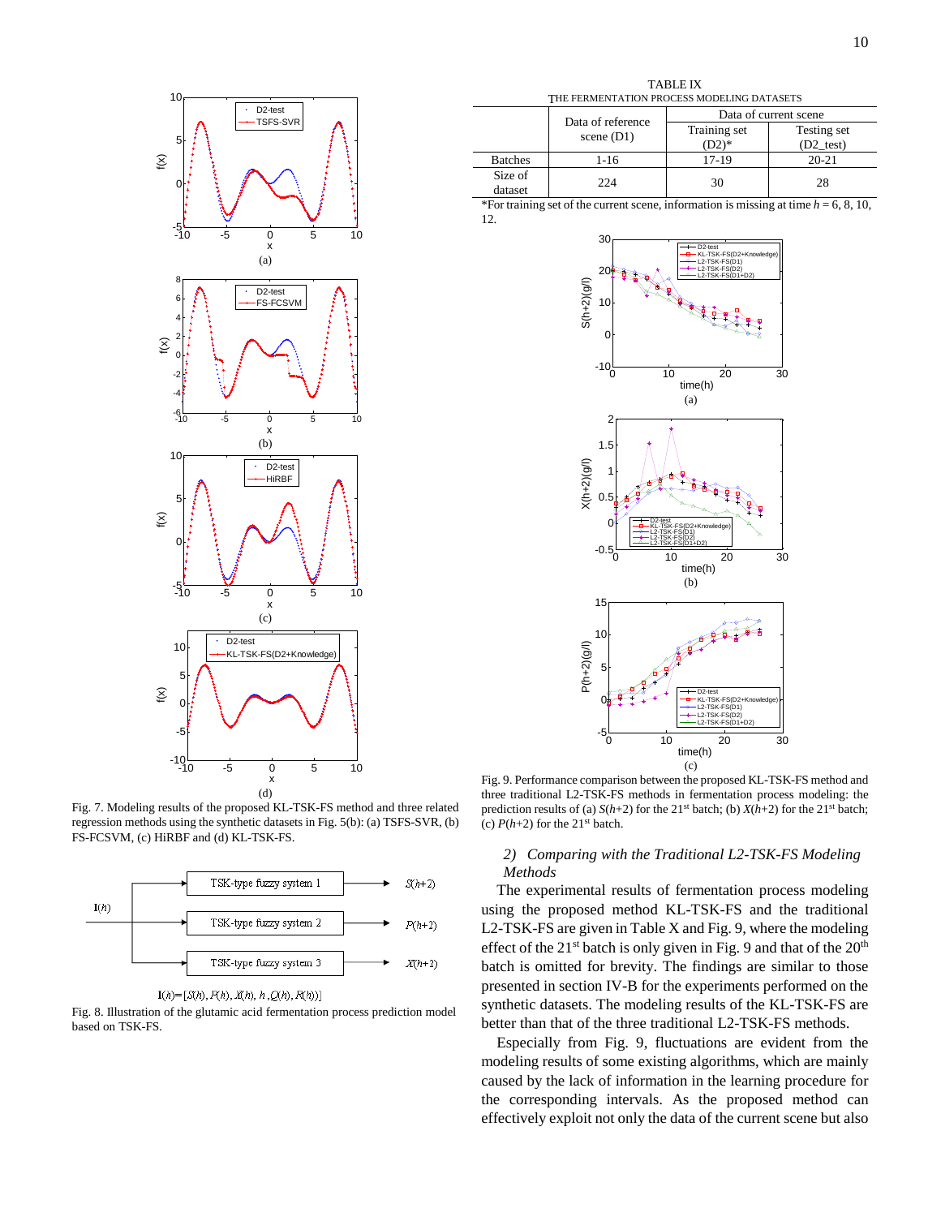TABLE IX

THE FERMENTATION PROCESS MODELING DATASETS

| | Data of reference scene (D1) | Data of current scene | |
|---|---|---|---|
| | | Training set (D2)* | Testing set (D2_test) |
| Batches | 1-16 | 17-19 | 20-21 |
| Size of dataset | 224 | 30 | 28 |

*For training set of the current scene, information is missing at time $h$ = 6, 8, 10, 12.

Fig. 7. Modeling results of the proposed KL-TSK-FS method and three related regression methods using the synthetic datasets in Fig. 5(b): (a) TSFS-SVR, (b) FS-FCSVM, (c) HiRBF and (d) KL-TSK-FS.

$\mathbf{I}(h)=[S(h), P(h), X(h), h, Q(h), R(h)]$

Fig. 8. Illustration of the glutamic acid fermentation process prediction model based on TSK-FS.

Fig. 9. Performance comparison between the proposed KL-TSK-FS method and three traditional L2-TSK-FS methods in fermentation process modeling: the prediction results of (a) $S(h+2)$ for the 21st batch; (b) $X(h+2)$ for the 21st batch; (c) $P(h+2)$ for the 21st batch.

*2) Comparing with the Traditional L2-TSK-FS Modeling Methods*

The experimental results of fermentation process modeling using the proposed method KL-TSK-FS and the traditional L2-TSK-FS are given in Table X and Fig. 9, where the modeling effect of the 21st batch is only given in Fig. 9 and that of the 20th batch is omitted for brevity. The findings are similar to those presented in section IV-B for the experiments performed on the synthetic datasets. The modeling results of the KL-TSK-FS are better than that of the three traditional L2-TSK-FS methods.

Especially from Fig. 9, fluctuations are evident from the modeling results of some existing algorithms, which are mainly caused by the lack of information in the learning procedure for the corresponding intervals. As the proposed method can effectively exploit not only the data of the current scene but also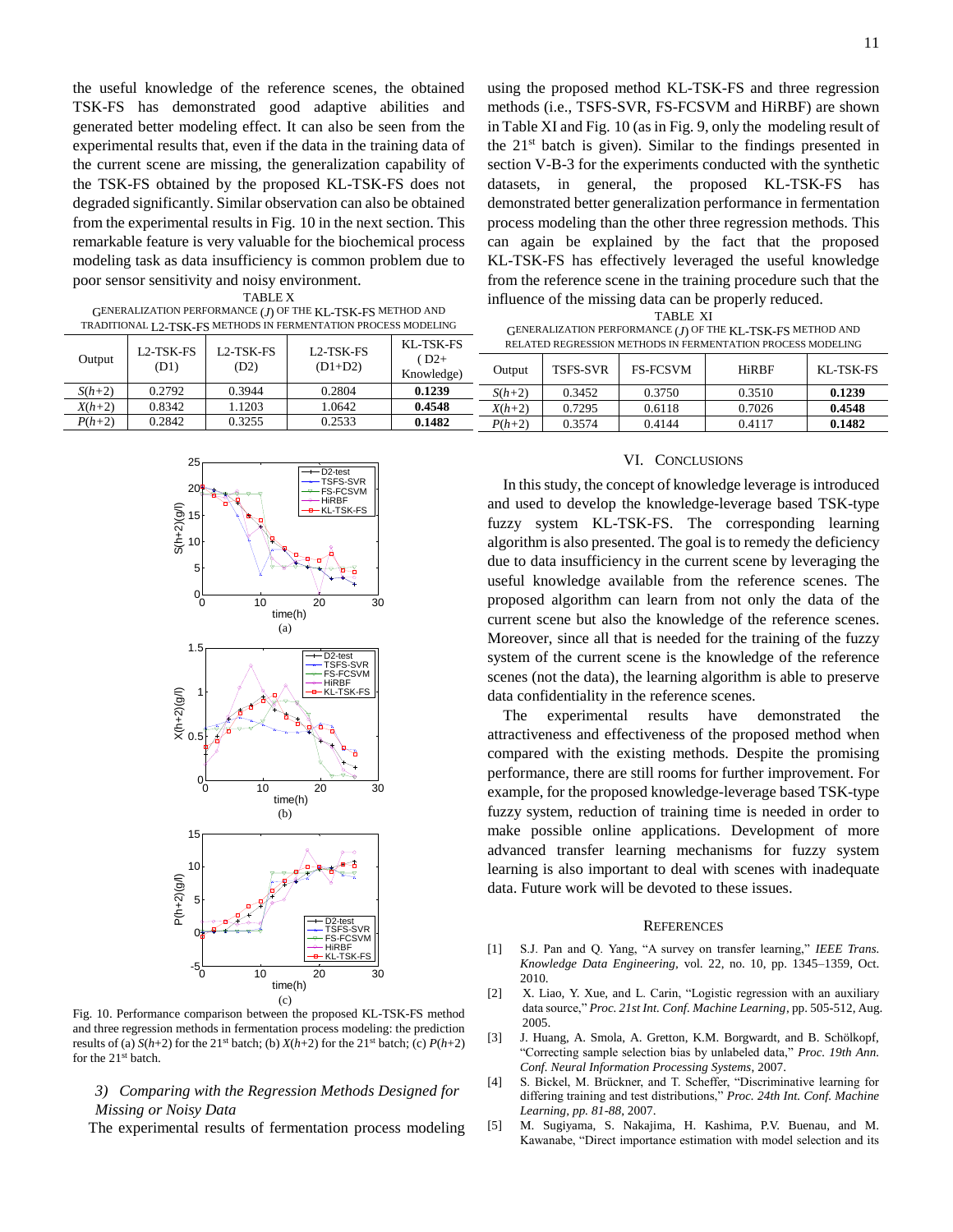the useful knowledge of the reference scenes, the obtained TSK-FS has demonstrated good adaptive abilities and generated better modeling effect. It can also be seen from the experimental results that, even if the data in the training data of the current scene are missing, the generalization capability of the TSK-FS obtained by the proposed KL-TSK-FS does not degraded significantly. Similar observation can also be obtained from the experimental results in Fig. 10 in the next section. This remarkable feature is very valuable for the biochemical process modeling task as data insufficiency is common problem due to poor sensor sensitivity and noisy environment.

TABLE X
GENERALIZATION PERFORMANCE ($J$) OF THE KL-TSK-FS METHOD AND TRADITIONAL L2-TSK-FS METHODS IN FERMENTATION PROCESS MODELING

| Output | L2-TSK-FS (D1) | L2-TSK-FS (D2) | L2-TSK-FS (D1+D2) | KL-TSK-FS ( D2+ Knowledge) |
|---|---|---|---|---|
| $S(h+2)$ | 0.2792 | 0.3944 | 0.2804 | **0.1239** |
| $X(h+2)$ | 0.8342 | 1.1203 | 1.0642 | **0.4548** |
| $P(h+2)$ | 0.2842 | 0.3255 | 0.2533 | **0.1482** |

Fig. 10. Performance comparison between the proposed KL-TSK-FS method and three regression methods in fermentation process modeling: the prediction results of (a) $S(h+2)$ for the 21st batch; (b) $X(h+2)$ for the 21st batch; (c) $P(h+2)$ for the 21st batch.

### 3) Comparing with the Regression Methods Designed for Missing or Noisy Data

The experimental results of fermentation process modeling using the proposed method KL-TSK-FS and three regression methods (i.e., TSFS-SVR, FS-FCSVM and HiRBF) are shown in Table XI and Fig. 10 (as in Fig. 9, only the modeling result of the 21st batch is given). Similar to the findings presented in section V-B-3 for the experiments conducted with the synthetic datasets, in general, the proposed KL-TSK-FS has demonstrated better generalization performance in fermentation process modeling than the other three regression methods. This can again be explained by the fact that the proposed KL-TSK-FS has effectively leveraged the useful knowledge from the reference scene in the training procedure such that the influence of the missing data can be properly reduced.

TABLE XI
GENERALIZATION PERFORMANCE ($J$) OF THE KL-TSK-FS METHOD AND RELATED REGRESSION METHODS IN FERMENTATION PROCESS MODELING

| Output | TSFS-SVR | FS-FCSVM | HiRBF | KL-TSK-FS |
|---|---|---|---|---|
| $S(h+2)$ | 0.3452 | 0.3750 | 0.3510 | **0.1239** |
| $X(h+2)$ | 0.7295 | 0.6118 | 0.7026 | **0.4548** |
| $P(h+2)$ | 0.3574 | 0.4144 | 0.4117 | **0.1482** |

## VI. CONCLUSIONS

In this study, the concept of knowledge leverage is introduced and used to develop the knowledge-leverage based TSK-type fuzzy system KL-TSK-FS. The corresponding learning algorithm is also presented. The goal is to remedy the deficiency due to data insufficiency in the current scene by leveraging the useful knowledge available from the reference scenes. The proposed algorithm can learn from not only the data of the current scene but also the knowledge of the reference scenes. Moreover, since all that is needed for the training of the fuzzy system of the current scene is the knowledge of the reference scenes (not the data), the learning algorithm is able to preserve data confidentiality in the reference scenes.

The experimental results have demonstrated the attractiveness and effectiveness of the proposed method when compared with the existing methods. Despite the promising performance, there are still rooms for further improvement. For example, for the proposed knowledge-leverage based TSK-type fuzzy system, reduction of training time is needed in order to make possible online applications. Development of more advanced transfer learning mechanisms for fuzzy system learning is also important to deal with scenes with inadequate data. Future work will be devoted to these issues.

## REFERENCES

[1] S.J. Pan and Q. Yang, "A survey on transfer learning," *IEEE Trans. Knowledge Data Engineering*, vol. 22, no. 10, pp. 1345–1359, Oct. 2010.

[2] X. Liao, Y. Xue, and L. Carin, "Logistic regression with an auxiliary data source," *Proc. 21st Int. Conf. Machine Learning*, pp. 505-512, Aug. 2005.

[3] J. Huang, A. Smola, A. Gretton, K.M. Borgwardt, and B. Schölkopf, "Correcting sample selection bias by unlabeled data," *Proc. 19th Ann. Conf. Neural Information Processing Systems*, 2007.

[4] S. Bickel, M. Brückner, and T. Scheffer, "Discriminative learning for differing training and test distributions," *Proc. 24th Int. Conf. Machine Learning, pp. 81-88*, 2007.

[5] M. Sugiyama, S. Nakajima, H. Kashima, P.V. Buenau, and M. Kawanabe, "Direct importance estimation with model selection and its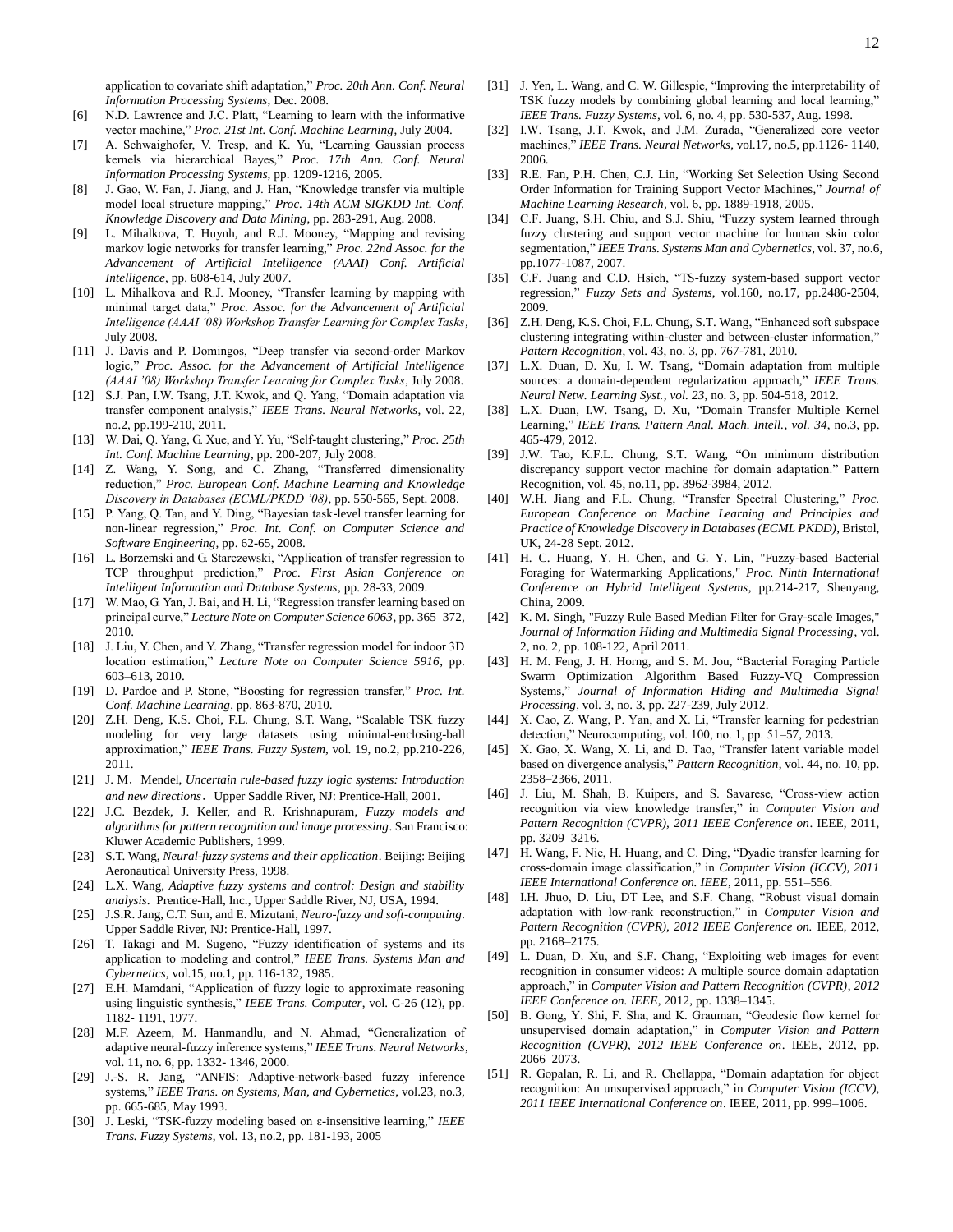application to covariate shift adaptation," *Proc. 20th Ann. Conf. Neural Information Processing Systems*, Dec. 2008.

[6] N.D. Lawrence and J.C. Platt, "Learning to learn with the informative vector machine," *Proc. 21st Int. Conf. Machine Learning*, July 2004.

[7] A. Schwaighofer, V. Tresp, and K. Yu, "Learning Gaussian process kernels via hierarchical Bayes," *Proc. 17th Ann. Conf. Neural Information Processing Systems*, pp. 1209-1216, 2005.

[8] J. Gao, W. Fan, J. Jiang, and J. Han, "Knowledge transfer via multiple model local structure mapping," *Proc. 14th ACM SIGKDD Int. Conf. Knowledge Discovery and Data Mining*, pp. 283-291, Aug. 2008.

[9] L. Mihalkova, T. Huynh, and R.J. Mooney, "Mapping and revising markov logic networks for transfer learning," *Proc. 22nd Assoc. for the Advancement of Artificial Intelligence (AAAI) Conf. Artificial Intelligence*, pp. 608-614, July 2007.

[10] L. Mihalkova and R.J. Mooney, "Transfer learning by mapping with minimal target data," *Proc. Assoc. for the Advancement of Artificial Intelligence (AAAI '08) Workshop Transfer Learning for Complex Tasks*, July 2008.

[11] J. Davis and P. Domingos, "Deep transfer via second-order Markov logic," *Proc. Assoc. for the Advancement of Artificial Intelligence (AAAI '08) Workshop Transfer Learning for Complex Tasks*, July 2008.

[12] S.J. Pan, I.W. Tsang, J.T. Kwok, and Q. Yang, "Domain adaptation via transfer component analysis," *IEEE Trans. Neural Networks*, vol. 22, no.2, pp.199-210, 2011.

[13] W. Dai, Q. Yang, G. Xue, and Y. Yu, "Self-taught clustering," *Proc. 25th Int. Conf. Machine Learning*, pp. 200-207, July 2008.

[14] Z. Wang, Y. Song, and C. Zhang, "Transferred dimensionality reduction," *Proc. European Conf. Machine Learning and Knowledge Discovery in Databases (ECML/PKDD '08)*, pp. 550-565, Sept. 2008.

[15] P. Yang, Q. Tan, and Y. Ding, "Bayesian task-level transfer learning for non-linear regression," *Proc. Int. Conf. on Computer Science and Software Engineering*, pp. 62-65, 2008.

[16] L. Borzemski and G. Starczewski, "Application of transfer regression to TCP throughput prediction," *Proc. First Asian Conference on Intelligent Information and Database Systems*, pp. 28-33, 2009.

[17] W. Mao, G. Yan, J. Bai, and H. Li, "Regression transfer learning based on principal curve," *Lecture Note on Computer Science 6063*, pp. 365–372, 2010.

[18] J. Liu, Y. Chen, and Y. Zhang, "Transfer regression model for indoor 3D location estimation," *Lecture Note on Computer Science 5916*, pp. 603–613, 2010.

[19] D. Pardoe and P. Stone, "Boosting for regression transfer," *Proc. Int. Conf. Machine Learning*, pp. 863-870, 2010.

[20] Z.H. Deng, K.S. Choi, F.L. Chung, S.T. Wang, "Scalable TSK fuzzy modeling for very large datasets using minimal-enclosing-ball approximation," *IEEE Trans. Fuzzy System*, vol. 19, no.2, pp.210-226, 2011.

[21] J. M. Mendel, *Uncertain rule-based fuzzy logic systems: Introduction and new directions*. Upper Saddle River, NJ: Prentice-Hall, 2001.

[22] J.C. Bezdek, J. Keller, and R. Krishnapuram, *Fuzzy models and algorithms for pattern recognition and image processing*. San Francisco: Kluwer Academic Publishers, 1999.

[23] S.T. Wang, *Neural-fuzzy systems and their application*. Beijing: Beijing Aeronautical University Press, 1998.

[24] L.X. Wang, *Adaptive fuzzy systems and control: Design and stability analysis*. Prentice-Hall, Inc., Upper Saddle River, NJ, USA, 1994.

[25] J.S.R. Jang, C.T. Sun, and E. Mizutani, *Neuro-fuzzy and soft-computing*. Upper Saddle River, NJ: Prentice-Hall, 1997.

[26] T. Takagi and M. Sugeno, "Fuzzy identification of systems and its application to modeling and control," *IEEE Trans. Systems Man and Cybernetics*, vol.15, no.1, pp. 116-132, 1985.

[27] E.H. Mamdani, "Application of fuzzy logic to approximate reasoning using linguistic synthesis," *IEEE Trans. Computer*, vol. C-26 (12), pp. 1182- 1191, 1977.

[28] M.F. Azeem, M. Hanmandlu, and N. Ahmad, "Generalization of adaptive neural-fuzzy inference systems," *IEEE Trans. Neural Networks*, vol. 11, no. 6, pp. 1332- 1346, 2000.

[29] J.-S. R. Jang, "ANFIS: Adaptive-network-based fuzzy inference systems," *IEEE Trans. on Systems, Man, and Cybernetics*, vol.23, no.3, pp. 665-685, May 1993.

[30] J. Leski, "TSK-fuzzy modeling based on ε-insensitive learning," *IEEE Trans. Fuzzy Systems*, vol. 13, no.2, pp. 181-193, 2005

[31] J. Yen, L. Wang, and C. W. Gillespie, "Improving the interpretability of TSK fuzzy models by combining global learning and local learning," *IEEE Trans. Fuzzy Systems*, vol. 6, no. 4, pp. 530-537, Aug. 1998.

[32] I.W. Tsang, J.T. Kwok, and J.M. Zurada, "Generalized core vector machines," *IEEE Trans. Neural Networks*, vol.17, no.5, pp.1126- 1140, 2006.

[33] R.E. Fan, P.H. Chen, C.J. Lin, "Working Set Selection Using Second Order Information for Training Support Vector Machines," *Journal of Machine Learning Research*, vol. 6, pp. 1889-1918, 2005.

[34] C.F. Juang, S.H. Chiu, and S.J. Shiu, "Fuzzy system learned through fuzzy clustering and support vector machine for human skin color segmentation," *IEEE Trans. Systems Man and Cybernetics*, vol. 37, no.6, pp.1077-1087, 2007.

[35] C.F. Juang and C.D. Hsieh, "TS-fuzzy system-based support vector regression," *Fuzzy Sets and Systems*, vol.160, no.17, pp.2486-2504, 2009.

[36] Z.H. Deng, K.S. Choi, F.L. Chung, S.T. Wang, "Enhanced soft subspace clustering integrating within-cluster and between-cluster information," *Pattern Recognition*, vol. 43, no. 3, pp. 767-781, 2010.

[37] L.X. Duan, D. Xu, I. W. Tsang, "Domain adaptation from multiple sources: a domain-dependent regularization approach," *IEEE Trans. Neural Netw. Learning Syst., vol. 23*, no. 3, pp. 504-518, 2012.

[38] L.X. Duan, I.W. Tsang, D. Xu, "Domain Transfer Multiple Kernel Learning," *IEEE Trans. Pattern Anal. Mach. Intell., vol. 34*, no.3, pp. 465-479, 2012.

[39] J.W. Tao, K.F.L. Chung, S.T. Wang, "On minimum distribution discrepancy support vector machine for domain adaptation." Pattern Recognition, vol. 45, no.11, pp. 3962-3984, 2012.

[40] W.H. Jiang and F.L. Chung, "Transfer Spectral Clustering," *Proc. European Conference on Machine Learning and Principles and Practice of Knowledge Discovery in Databases (ECML PKDD)*, Bristol, UK, 24-28 Sept. 2012.

[41] H. C. Huang, Y. H. Chen, and G. Y. Lin, "Fuzzy-based Bacterial Foraging for Watermarking Applications," *Proc. Ninth International Conference on Hybrid Intelligent Systems*, pp.214-217, Shenyang, China, 2009.

[42] K. M. Singh, "Fuzzy Rule Based Median Filter for Gray-scale Images," *Journal of Information Hiding and Multimedia Signal Processing*, vol. 2, no. 2, pp. 108-122, April 2011.

[43] H. M. Feng, J. H. Horng, and S. M. Jou, "Bacterial Foraging Particle Swarm Optimization Algorithm Based Fuzzy-VQ Compression Systems," *Journal of Information Hiding and Multimedia Signal Processing*, vol. 3, no. 3, pp. 227-239, July 2012.

[44] X. Cao, Z. Wang, P. Yan, and X. Li, "Transfer learning for pedestrian detection," Neurocomputing, vol. 100, no. 1, pp. 51–57, 2013.

[45] X. Gao, X. Wang, X. Li, and D. Tao, "Transfer latent variable model based on divergence analysis," *Pattern Recognition*, vol. 44, no. 10, pp. 2358–2366, 2011.

[46] J. Liu, M. Shah, B. Kuipers, and S. Savarese, "Cross-view action recognition via view knowledge transfer," in *Computer Vision and Pattern Recognition (CVPR), 2011 IEEE Conference on*. IEEE, 2011, pp. 3209–3216.

[47] H. Wang, F. Nie, H. Huang, and C. Ding, "Dyadic transfer learning for cross-domain image classification," in *Computer Vision (ICCV), 2011 IEEE International Conference on. IEEE*, 2011, pp. 551–556.

[48] I.H. Jhuo, D. Liu, DT Lee, and S.F. Chang, "Robust visual domain adaptation with low-rank reconstruction," in *Computer Vision and Pattern Recognition (CVPR), 2012 IEEE Conference on.* IEEE, 2012, pp. 2168–2175.

[49] L. Duan, D. Xu, and S.F. Chang, "Exploiting web images for event recognition in consumer videos: A multiple source domain adaptation approach," in *Computer Vision and Pattern Recognition (CVPR), 2012 IEEE Conference on. IEEE*, 2012, pp. 1338–1345.

[50] B. Gong, Y. Shi, F. Sha, and K. Grauman, "Geodesic flow kernel for unsupervised domain adaptation," in *Computer Vision and Pattern Recognition (CVPR), 2012 IEEE Conference on*. IEEE, 2012, pp. 2066–2073.

[51] R. Gopalan, R. Li, and R. Chellappa, "Domain adaptation for object recognition: An unsupervised approach," in *Computer Vision (ICCV), 2011 IEEE International Conference on*. IEEE, 2011, pp. 999–1006.